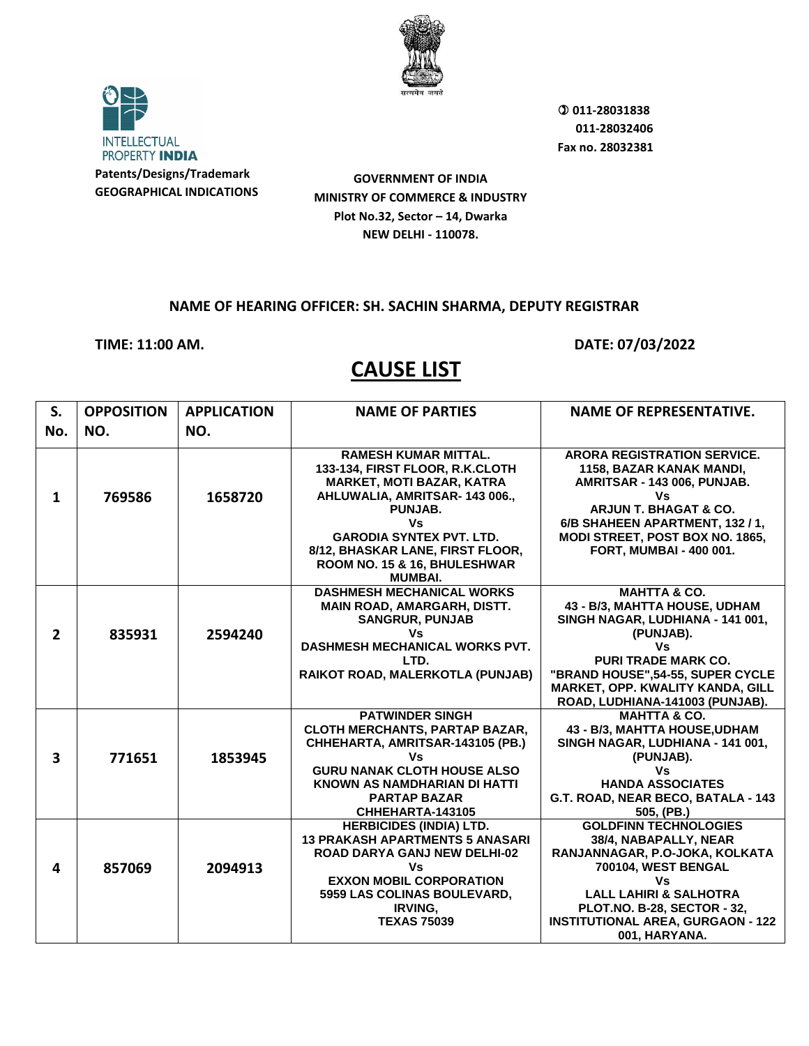INTELLECTUAL PROPERTY **INDIA**

**Patents/Designs/Trademark**
**GEOGRAPHICAL INDICATIONS**

**GOVERNMENT OF INDIA**
**MINISTRY OF COMMERCE & INDUSTRY**
**Plot No.32, Sector – 14, Dwarka**
**NEW DELHI - 110078.**

✆ 011-28031838
011-28032406
Fax no. 28032381

**NAME OF HEARING OFFICER: SH. SACHIN SHARMA, DEPUTY REGISTRAR**

**TIME: 11:00 AM.** **DATE: 07/03/2022**

# CAUSE LIST

| S. No. | OPPOSITION NO. | APPLICATION NO. | NAME OF PARTIES | NAME OF REPRESENTATIVE. |
|---|---|---|---|---|
| 1 | 769586 | 1658720 | RAMESH KUMAR MITTAL. 133-134, FIRST FLOOR, R.K.CLOTH MARKET, MOTI BAZAR, KATRA AHLUWALIA, AMRITSAR- 143 006., PUNJAB. Vs GARODIA SYNTEX PVT. LTD. 8/12, BHASKAR LANE, FIRST FLOOR, ROOM NO. 15 & 16, BHULESHWAR MUMBAI. | ARORA REGISTRATION SERVICE. 1158, BAZAR KANAK MANDI, AMRITSAR - 143 006, PUNJAB. Vs ARJUN T. BHAGAT & CO. 6/B SHAHEEN APARTMENT, 132 / 1, MODI STREET, POST BOX NO. 1865, FORT, MUMBAI - 400 001. |
| 2 | 835931 | 2594240 | DASHMESH MECHANICAL WORKS MAIN ROAD, AMARGARH, DISTT. SANGRUR, PUNJAB Vs DASHMESH MECHANICAL WORKS PVT. LTD. RAIKOT ROAD, MALERKOTLA (PUNJAB) | MAHTTA & CO. 43 - B/3, MAHTTA HOUSE, UDHAM SINGH NAGAR, LUDHIANA - 141 001, (PUNJAB). Vs PURI TRADE MARK CO. "BRAND HOUSE",54-55, SUPER CYCLE MARKET, OPP. KWALITY KANDA, GILL ROAD, LUDHIANA-141003 (PUNJAB). |
| 3 | 771651 | 1853945 | PATWINDER SINGH CLOTH MERCHANTS, PARTAP BAZAR, CHHEHARTA, AMRITSAR-143105 (PB.) Vs GURU NANAK CLOTH HOUSE ALSO KNOWN AS NAMDHARIAN DI HATTI PARTAP BAZAR CHHEHARTA-143105 | MAHTTA & CO. 43 - B/3, MAHTTA HOUSE,UDHAM SINGH NAGAR, LUDHIANA - 141 001, (PUNJAB). Vs HANDA ASSOCIATES G.T. ROAD, NEAR BECO, BATALA - 143 505, (PB.) |
| 4 | 857069 | 2094913 | HERBICIDES (INDIA) LTD. 13 PRAKASH APARTMENTS 5 ANASARI ROAD DARYA GANJ NEW DELHI-02 Vs EXXON MOBIL CORPORATION 5959 LAS COLINAS BOULEVARD, IRVING, TEXAS 75039 | GOLDFINN TECHNOLOGIES 38/4, NABAPALLY, NEAR RANJANNAGAR, P.O-JOKA, KOLKATA 700104, WEST BENGAL Vs LALL LAHIRI & SALHOTRA PLOT.NO. B-28, SECTOR - 32, INSTITUTIONAL AREA, GURGAON - 122 001, HARYANA. |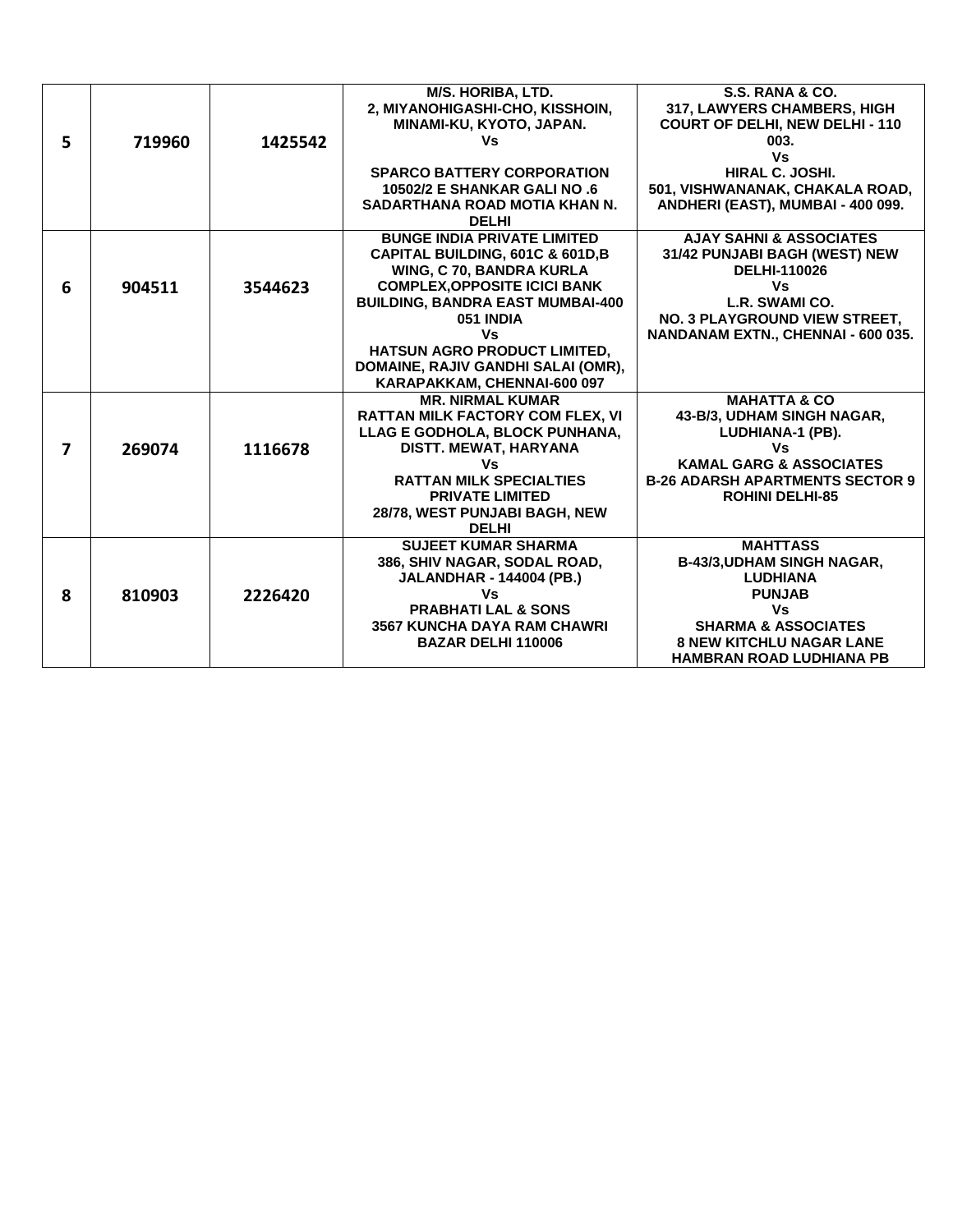| | | | | |
|---|---|---|---|---|
| 5 | 719960 | 1425542 | **M/S. HORIBA, LTD.**<br>**2, MIYANOHIGASHI-CHO, KISSHOIN, MINAMI-KU, KYOTO, JAPAN.**<br>**Vs**<br><br>**SPARCO BATTERY CORPORATION**<br>**10502/2 E SHANKAR GALI NO .6 SADARTHANA ROAD MOTIA KHAN N. DELHI** | **S.S. RANA & CO.**<br>**317, LAWYERS CHAMBERS, HIGH COURT OF DELHI, NEW DELHI - 110 003.**<br>**Vs**<br>**HIRAL C. JOSHI.**<br>**501, VISHWANANAK, CHAKALA ROAD, ANDHERI (EAST), MUMBAI - 400 099.** |
| 6 | 904511 | 3544623 | **BUNGE INDIA PRIVATE LIMITED**<br>**CAPITAL BUILDING, 601C & 601D,B WING, C 70, BANDRA KURLA COMPLEX,OPPOSITE ICICI BANK BUILDING, BANDRA EAST MUMBAI-400 051 INDIA**<br>**Vs**<br>**HATSUN AGRO PRODUCT LIMITED, DOMAINE, RAJIV GANDHI SALAI (OMR), KARAPAKKAM, CHENNAI-600 097** | **AJAY SAHNI & ASSOCIATES**<br>**31/42 PUNJABI BAGH (WEST) NEW DELHI-110026**<br>**Vs**<br>**L.R. SWAMI CO.**<br>**NO. 3 PLAYGROUND VIEW STREET, NANDANAM EXTN., CHENNAI - 600 035.** |
| 7 | 269074 | 1116678 | **MR. NIRMAL KUMAR**<br>**RATTAN MILK FACTORY COM FLEX, VI LLAG E GODHOLA, BLOCK PUNHANA, DISTT. MEWAT, HARYANA**<br>**Vs**<br>**RATTAN MILK SPECIALTIES PRIVATE LIMITED**<br>**28/78, WEST PUNJABI BAGH, NEW DELHI** | **MAHATTA & CO**<br>**43-B/3, UDHAM SINGH NAGAR, LUDHIANA-1 (PB).**<br>**Vs**<br>**KAMAL GARG & ASSOCIATES**<br>**B-26 ADARSH APARTMENTS SECTOR 9 ROHINI DELHI-85** |
| 8 | 810903 | 2226420 | **SUJEET KUMAR SHARMA**<br>**386, SHIV NAGAR, SODAL ROAD, JALANDHAR - 144004 (PB.)**<br>**Vs**<br>**PRABHATI LAL & SONS**<br>**3567 KUNCHA DAYA RAM CHAWRI BAZAR DELHI 110006** | **MAHTTASS**<br>**B-43/3,UDHAM SINGH NAGAR, LUDHIANA**<br>**PUNJAB**<br>**Vs**<br>**SHARMA & ASSOCIATES**<br>**8 NEW KITCHLU NAGAR LANE HAMBRAN ROAD LUDHIANA PB** |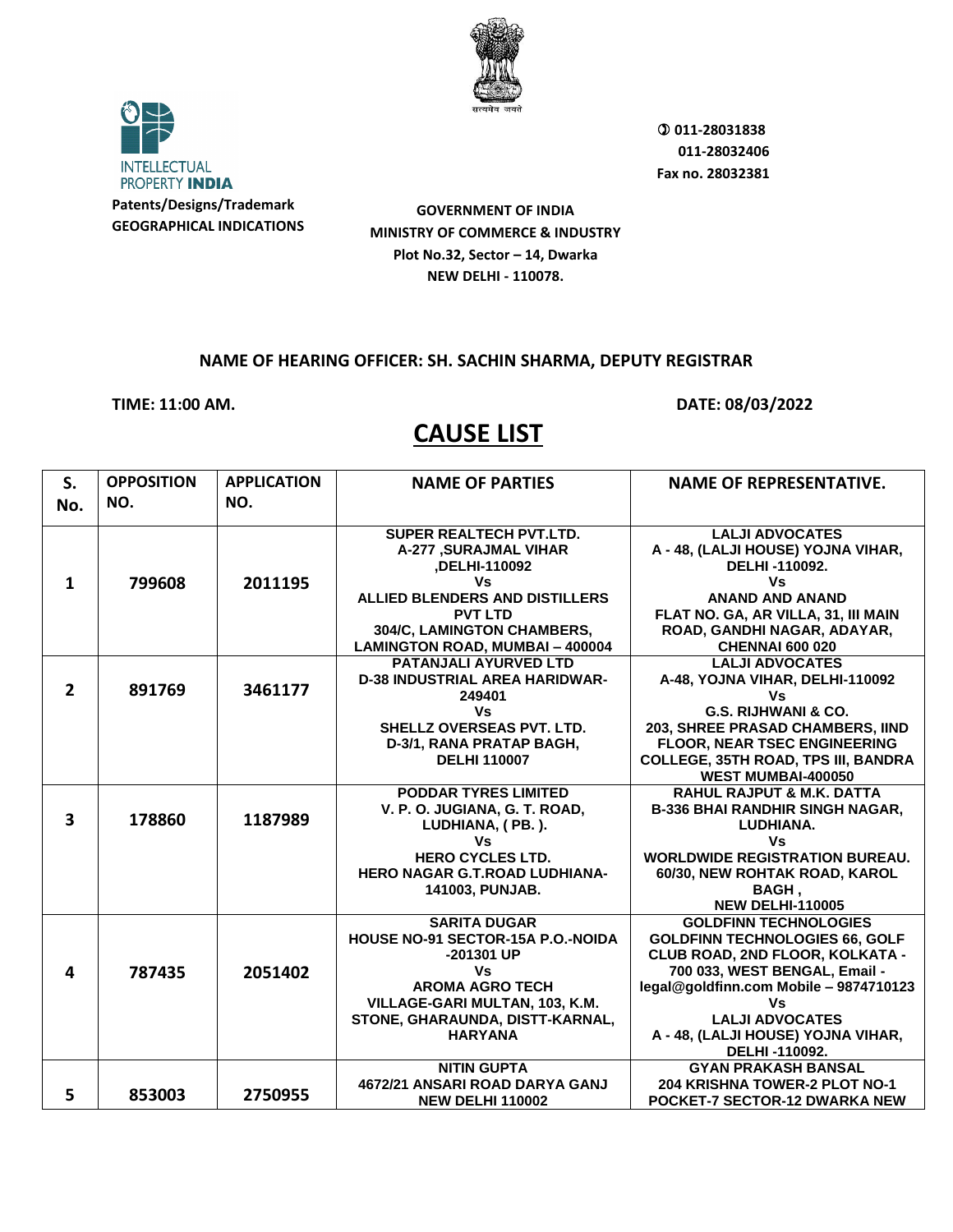INTELLECTUAL PROPERTY **INDIA**

**Patents/Designs/Trademark**
**GEOGRAPHICAL INDICATIONS**

**011-28031838**
**011-28032406**
**Fax no. 28032381**

**GOVERNMENT OF INDIA**
**MINISTRY OF COMMERCE & INDUSTRY**
**Plot No.32, Sector – 14, Dwarka**
**NEW DELHI - 110078.**

**NAME OF HEARING OFFICER: SH. SACHIN SHARMA, DEPUTY REGISTRAR**

**TIME: 11:00 AM.**

**DATE: 08/03/2022**

# CAUSE LIST

| S. No. | OPPOSITION NO. | APPLICATION NO. | NAME OF PARTIES | NAME OF REPRESENTATIVE. |
|---|---|---|---|---|
| 1 | 799608 | 2011195 | SUPER REALTECH PVT.LTD. A-277 ,SURAJMAL VIHAR ,DELHI-110092 Vs ALLIED BLENDERS AND DISTILLERS PVT LTD 304/C, LAMINGTON CHAMBERS, LAMINGTON ROAD, MUMBAI – 400004 | LALJI ADVOCATES A - 48, (LALJI HOUSE) YOJNA VIHAR, DELHI -110092. Vs ANAND AND ANAND FLAT NO. GA, AR VILLA, 31, III MAIN ROAD, GANDHI NAGAR, ADAYAR, CHENNAI 600 020 |
| 2 | 891769 | 3461177 | PATANJALI AYURVED LTD D-38 INDUSTRIAL AREA HARIDWAR-249401 Vs SHELLZ OVERSEAS PVT. LTD. D-3/1, RANA PRATAP BAGH, DELHI 110007 | LALJI ADVOCATES A-48, YOJNA VIHAR, DELHI-110092 Vs G.S. RIJHWANI & CO. 203, SHREE PRASAD CHAMBERS, IIND FLOOR, NEAR TSEC ENGINEERING COLLEGE, 35TH ROAD, TPS III, BANDRA WEST MUMBAI-400050 |
| 3 | 178860 | 1187989 | PODDAR TYRES LIMITED V. P. O. JUGIANA, G. T. ROAD, LUDHIANA, ( PB. ). Vs HERO CYCLES LTD. HERO NAGAR G.T.ROAD LUDHIANA-141003, PUNJAB. | RAHUL RAJPUT & M.K. DATTA B-336 BHAI RANDHIR SINGH NAGAR, LUDHIANA. Vs WORLDWIDE REGISTRATION BUREAU. 60/30, NEW ROHTAK ROAD, KAROL BAGH , NEW DELHI-110005 |
| 4 | 787435 | 2051402 | SARITA DUGAR HOUSE NO-91 SECTOR-15A P.O.-NOIDA -201301 UP Vs AROMA AGRO TECH VILLAGE-GARI MULTAN, 103, K.M. STONE, GHARAUNDA, DISTT-KARNAL, HARYANA | GOLDFINN TECHNOLOGIES GOLDFINN TECHNOLOGIES 66, GOLF CLUB ROAD, 2ND FLOOR, KOLKATA - 700 033, WEST BENGAL, Email - legal@goldfinn.com Mobile – 9874710123 Vs LALJI ADVOCATES A - 48, (LALJI HOUSE) YOJNA VIHAR, DELHI -110092. |
| 5 | 853003 | 2750955 | NITIN GUPTA 4672/21 ANSARI ROAD DARYA GANJ NEW DELHI 110002 | GYAN PRAKASH BANSAL 204 KRISHNA TOWER-2 PLOT NO-1 POCKET-7 SECTOR-12 DWARKA NEW |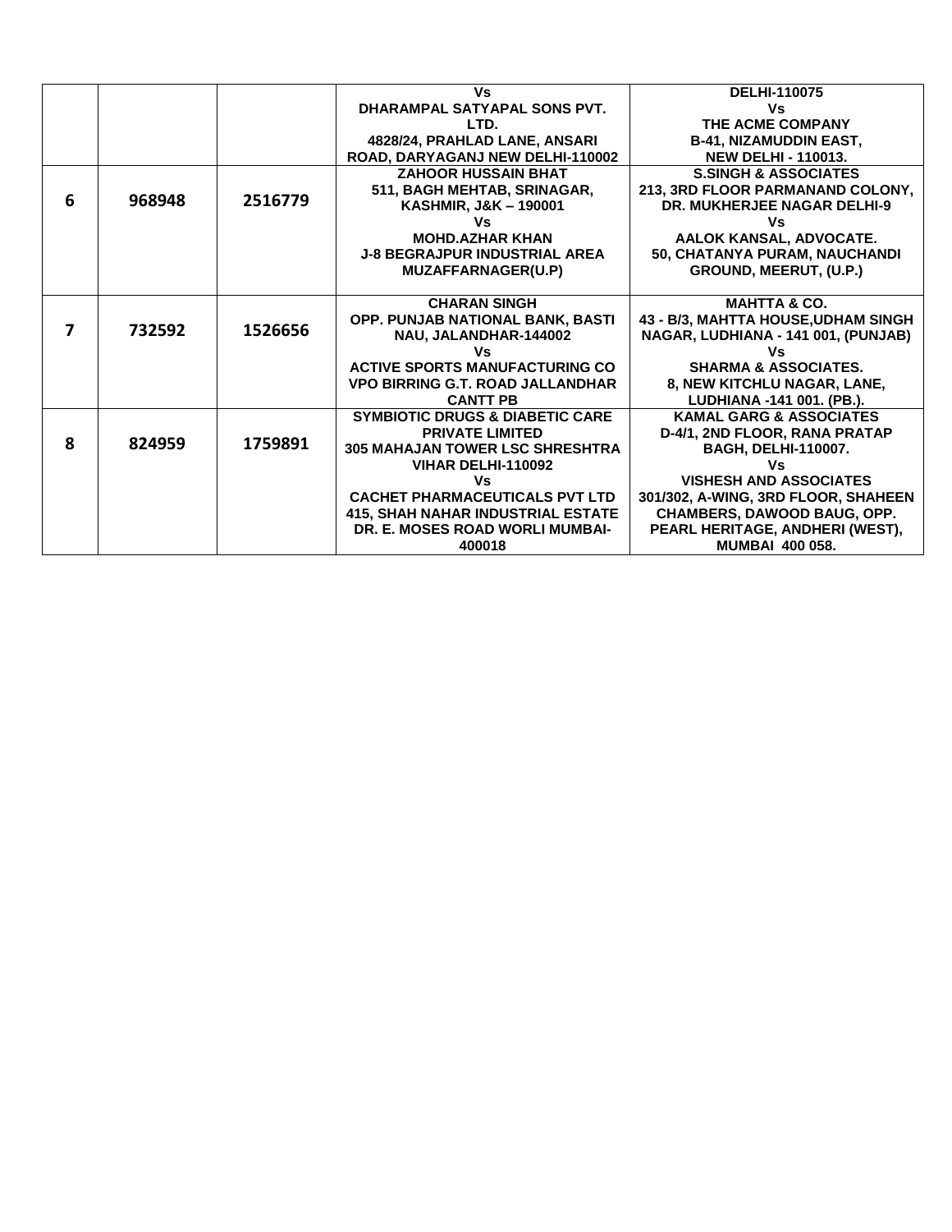| | | | | |
|---|---|---|---|---|
| | | | Vs<br>DHARAMPAL SATYAPAL SONS PVT. LTD.<br>4828/24, PRAHLAD LANE, ANSARI ROAD, DARYAGANJ NEW DELHI-110002 | DELHI-110075<br>Vs<br>THE ACME COMPANY<br>B-41, NIZAMUDDIN EAST,<br>NEW DELHI - 110013. |
| 6 | 968948 | 2516779 | ZAHOOR HUSSAIN BHAT<br>511, BAGH MEHTAB, SRINAGAR, KASHMIR, J&K – 190001<br>Vs<br>MOHD.AZHAR KHAN<br>J-8 BEGRAJPUR INDUSTRIAL AREA MUZAFFARNAGER(U.P) | S.SINGH & ASSOCIATES<br>213, 3RD FLOOR PARMANAND COLONY, DR. MUKHERJEE NAGAR DELHI-9<br>Vs<br>AALOK KANSAL, ADVOCATE.<br>50, CHATANYA PURAM, NAUCHANDI GROUND, MEERUT, (U.P.) |
| 7 | 732592 | 1526656 | CHARAN SINGH<br>OPP. PUNJAB NATIONAL BANK, BASTI NAU, JALANDHAR-144002<br>Vs<br>ACTIVE SPORTS MANUFACTURING CO<br>VPO BIRRING G.T. ROAD JALLANDHAR CANTT PB | MAHTTA & CO.<br>43 - B/3, MAHTTA HOUSE,UDHAM SINGH NAGAR, LUDHIANA - 141 001, (PUNJAB)<br>Vs<br>SHARMA & ASSOCIATES.<br>8, NEW KITCHLU NAGAR, LANE, LUDHIANA -141 001. (PB.). |
| 8 | 824959 | 1759891 | SYMBIOTIC DRUGS & DIABETIC CARE PRIVATE LIMITED<br>305 MAHAJAN TOWER LSC SHRESHTRA VIHAR DELHI-110092<br>Vs<br>CACHET PHARMACEUTICALS PVT LTD<br>415, SHAH NAHAR INDUSTRIAL ESTATE DR. E. MOSES ROAD WORLI MUMBAI-400018 | KAMAL GARG & ASSOCIATES<br>D-4/1, 2ND FLOOR, RANA PRATAP BAGH, DELHI-110007.<br>Vs<br>VISHESH AND ASSOCIATES<br>301/302, A-WING, 3RD FLOOR, SHAHEEN CHAMBERS, DAWOOD BAUG, OPP. PEARL HERITAGE, ANDHERI (WEST), MUMBAI 400 058. |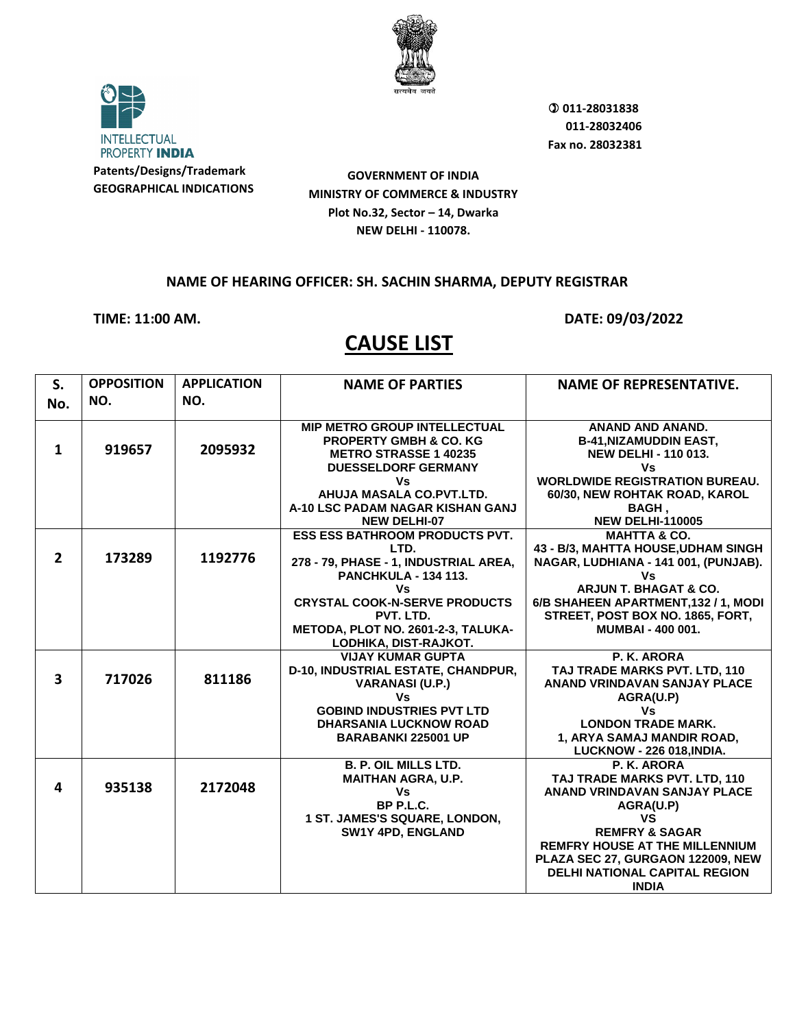INTELLECTUAL PROPERTY INDIA

**Patents/Designs/Trademark**
**GEOGRAPHICAL INDICATIONS**

011-28031838
011-28032406
Fax no. 28032381

**GOVERNMENT OF INDIA**
**MINISTRY OF COMMERCE & INDUSTRY**
**Plot No.32, Sector – 14, Dwarka**
**NEW DELHI - 110078.**

**NAME OF HEARING OFFICER: SH. SACHIN SHARMA, DEPUTY REGISTRAR**

**TIME: 11:00 AM.** **DATE: 09/03/2022**

# CAUSE LIST

| S. No. | OPPOSITION NO. | APPLICATION NO. | NAME OF PARTIES | NAME OF REPRESENTATIVE. |
|---|---|---|---|---|
| 1 | 919657 | 2095932 | MIP METRO GROUP INTELLECTUAL PROPERTY GMBH & CO. KG METRO STRASSE 1 40235 DUESSELDORF GERMANY Vs AHUJA MASALA CO.PVT.LTD. A-10 LSC PADAM NAGAR KISHAN GANJ NEW DELHI-07 | ANAND AND ANAND. B-41,NIZAMUDDIN EAST, NEW DELHI - 110 013. Vs WORLDWIDE REGISTRATION BUREAU. 60/30, NEW ROHTAK ROAD, KAROL BAGH , NEW DELHI-110005 |
| 2 | 173289 | 1192776 | ESS ESS BATHROOM PRODUCTS PVT. LTD. 278 - 79, PHASE - 1, INDUSTRIAL AREA, PANCHKULA - 134 113. Vs CRYSTAL COOK-N-SERVE PRODUCTS PVT. LTD. METODA, PLOT NO. 2601-2-3, TALUKA-LODHIKA, DIST-RAJKOT. | MAHTTA & CO. 43 - B/3, MAHTTA HOUSE,UDHAM SINGH NAGAR, LUDHIANA - 141 001, (PUNJAB). Vs ARJUN T. BHAGAT & CO. 6/B SHAHEEN APARTMENT,132 / 1, MODI STREET, POST BOX NO. 1865, FORT, MUMBAI - 400 001. |
| 3 | 717026 | 811186 | VIJAY KUMAR GUPTA D-10, INDUSTRIAL ESTATE, CHANDPUR, VARANASI (U.P.) Vs GOBIND INDUSTRIES PVT LTD DHARSANIA LUCKNOW ROAD BARABANKI 225001 UP | P. K. ARORA TAJ TRADE MARKS PVT. LTD, 110 ANAND VRINDAVAN SANJAY PLACE AGRA(U.P) Vs LONDON TRADE MARK. 1, ARYA SAMAJ MANDIR ROAD, LUCKNOW - 226 018,INDIA. |
| 4 | 935138 | 2172048 | B. P. OIL MILLS LTD. MAITHAN AGRA, U.P. Vs BP P.L.C. 1 ST. JAMES'S SQUARE, LONDON, SW1Y 4PD, ENGLAND | P. K. ARORA TAJ TRADE MARKS PVT. LTD, 110 ANAND VRINDAVAN SANJAY PLACE AGRA(U.P) VS REMFRY & SAGAR REMFRY HOUSE AT THE MILLENNIUM PLAZA SEC 27, GURGAON 122009, NEW DELHI NATIONAL CAPITAL REGION INDIA |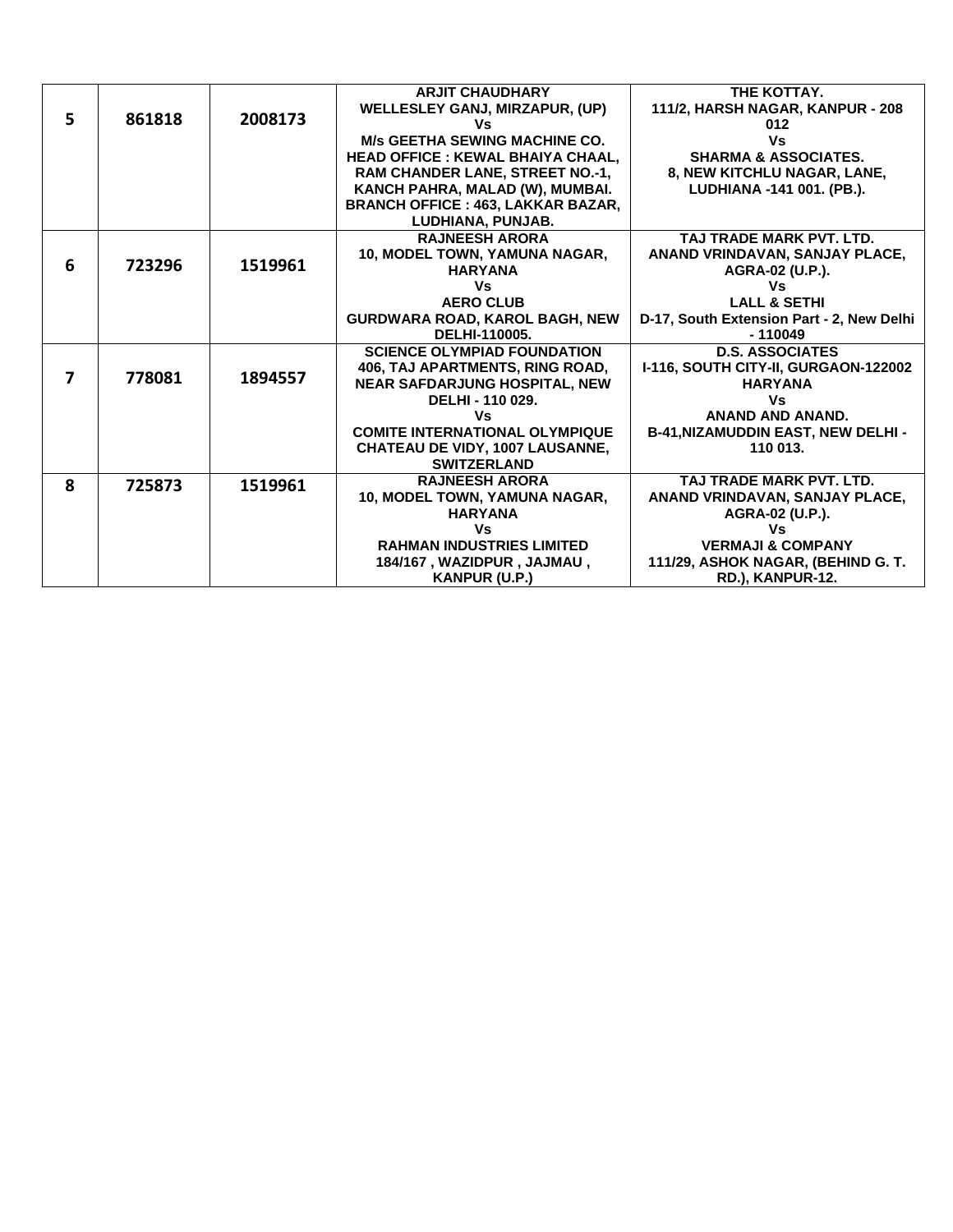| | | | | |
|---|---|---|---|---|
| **5** | **861818** | **2008173** | **ARJIT CHAUDHARY**<br>**WELLESLEY GANJ, MIRZAPUR, (UP)**<br>**Vs**<br>**M/s GEETHA SEWING MACHINE CO.**<br>**HEAD OFFICE : KEWAL BHAIYA CHAAL, RAM CHANDER LANE, STREET NO.-1, KANCH PAHRA, MALAD (W), MUMBAI.**<br>**BRANCH OFFICE : 463, LAKKAR BAZAR, LUDHIANA, PUNJAB.** | **THE KOTTAY.**<br>**111/2, HARSH NAGAR, KANPUR - 208 012**<br>**Vs**<br>**SHARMA & ASSOCIATES.**<br>**8, NEW KITCHLU NAGAR, LANE, LUDHIANA -141 001. (PB.).** |
| **6** | **723296** | **1519961** | **RAJNEESH ARORA**<br>**10, MODEL TOWN, YAMUNA NAGAR, HARYANA**<br>**Vs**<br>**AERO CLUB**<br>**GURDWARA ROAD, KAROL BAGH, NEW DELHI-110005.** | **TAJ TRADE MARK PVT. LTD.**<br>**ANAND VRINDAVAN, SANJAY PLACE, AGRA-02 (U.P.).**<br>**Vs**<br>**LALL & SETHI**<br>**D-17, South Extension Part - 2, New Delhi - 110049** |
| **7** | **778081** | **1894557** | **SCIENCE OLYMPIAD FOUNDATION**<br>**406, TAJ APARTMENTS, RING ROAD, NEAR SAFDARJUNG HOSPITAL, NEW DELHI - 110 029.**<br>**Vs**<br>**COMITE INTERNATIONAL OLYMPIQUE**<br>**CHATEAU DE VIDY, 1007 LAUSANNE, SWITZERLAND** | **D.S. ASSOCIATES**<br>**I-116, SOUTH CITY-II, GURGAON-122002 HARYANA**<br>**Vs**<br>**ANAND AND ANAND.**<br>**B-41,NIZAMUDDIN EAST, NEW DELHI - 110 013.** |
| **8** | **725873** | **1519961** | **RAJNEESH ARORA**<br>**10, MODEL TOWN, YAMUNA NAGAR, HARYANA**<br>**Vs**<br>**RAHMAN INDUSTRIES LIMITED**<br>**184/167 , WAZIDPUR , JAJMAU , KANPUR (U.P.)** | **TAJ TRADE MARK PVT. LTD.**<br>**ANAND VRINDAVAN, SANJAY PLACE, AGRA-02 (U.P.).**<br>**Vs**<br>**VERMAJI & COMPANY**<br>**111/29, ASHOK NAGAR, (BEHIND G. T. RD.), KANPUR-12.** |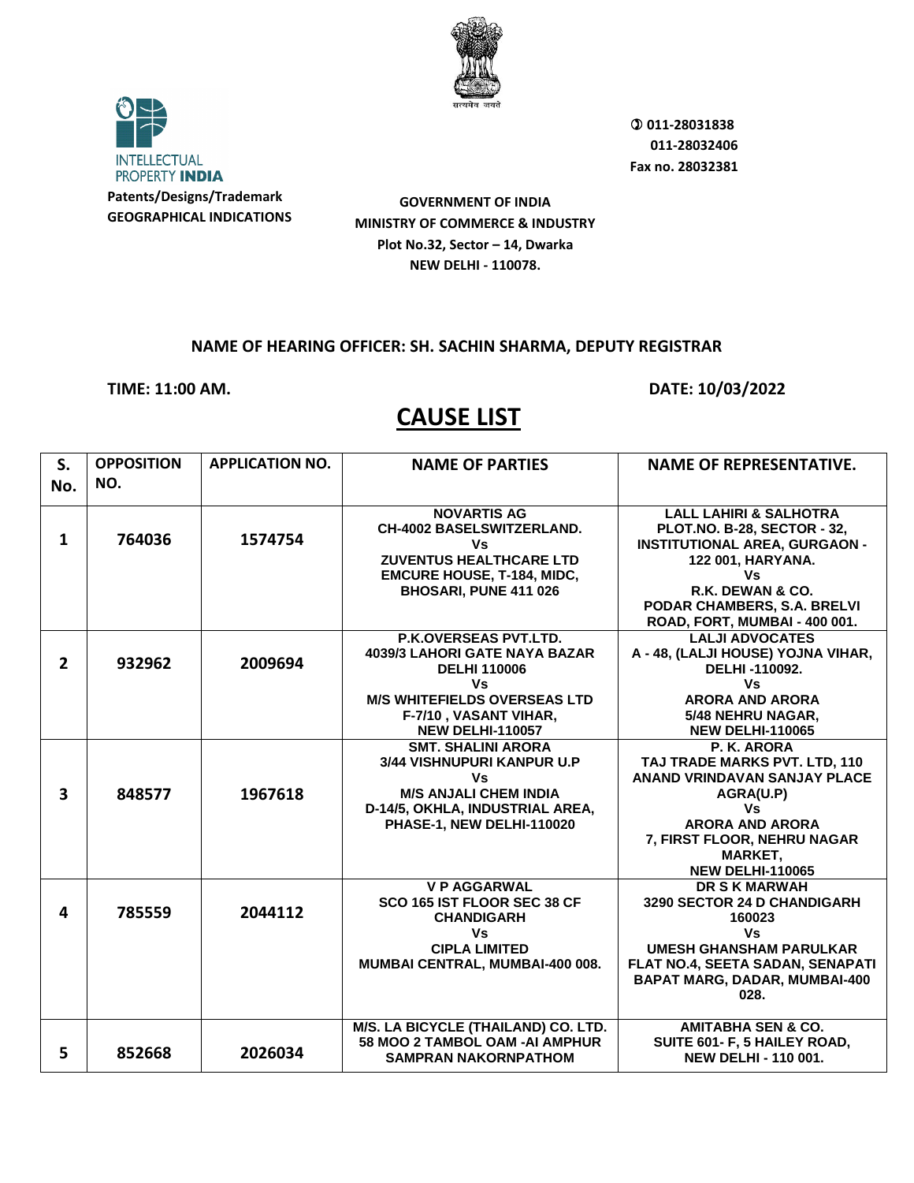INTELLECTUAL PROPERTY INDIA

**Patents/Designs/Trademark**
**GEOGRAPHICAL INDICATIONS**

**011-28031838**
**011-28032406**
**Fax no. 28032381**

**GOVERNMENT OF INDIA**
**MINISTRY OF COMMERCE & INDUSTRY**
**Plot No.32, Sector – 14, Dwarka**
**NEW DELHI - 110078.**

**NAME OF HEARING OFFICER: SH. SACHIN SHARMA, DEPUTY REGISTRAR**

**TIME: 11:00 AM.** **DATE: 10/03/2022**

# CAUSE LIST

| S. No. | OPPOSITION NO. | APPLICATION NO. | NAME OF PARTIES | NAME OF REPRESENTATIVE. |
|---|---|---|---|---|
| 1 | 764036 | 1574754 | NOVARTIS AG<br>CH-4002 BASELSWITZERLAND.<br>Vs<br>ZUVENTUS HEALTHCARE LTD<br>EMCURE HOUSE, T-184, MIDC, BHOSARI, PUNE 411 026 | LALL LAHIRI & SALHOTRA<br>PLOT.NO. B-28, SECTOR - 32, INSTITUTIONAL AREA, GURGAON - 122 001, HARYANA.<br>Vs<br>R.K. DEWAN & CO.<br>PODAR CHAMBERS, S.A. BRELVI ROAD, FORT, MUMBAI - 400 001. |
| 2 | 932962 | 2009694 | P.K.OVERSEAS PVT.LTD.<br>4039/3 LAHORI GATE NAYA BAZAR DELHI 110006<br>Vs<br>M/S WHITEFIELDS OVERSEAS LTD<br>F-7/10 , VASANT VIHAR, NEW DELHI-110057 | LALJI ADVOCATES<br>A - 48, (LALJI HOUSE) YOJNA VIHAR, DELHI -110092.<br>Vs<br>ARORA AND ARORA<br>5/48 NEHRU NAGAR, NEW DELHI-110065 |
| 3 | 848577 | 1967618 | SMT. SHALINI ARORA<br>3/44 VISHNUPURI KANPUR U.P<br>Vs<br>M/S ANJALI CHEM INDIA<br>D-14/5, OKHLA, INDUSTRIAL AREA, PHASE-1, NEW DELHI-110020 | P. K. ARORA<br>TAJ TRADE MARKS PVT. LTD, 110 ANAND VRINDAVAN SANJAY PLACE AGRA(U.P)<br>Vs<br>ARORA AND ARORA<br>7, FIRST FLOOR, NEHRU NAGAR MARKET, NEW DELHI-110065 |
| 4 | 785559 | 2044112 | V P AGGARWAL<br>SCO 165 IST FLOOR SEC 38 CF CHANDIGARH<br>Vs<br>CIPLA LIMITED<br>MUMBAI CENTRAL, MUMBAI-400 008. | DR S K MARWAH<br>3290 SECTOR 24 D CHANDIGARH 160023<br>Vs<br>UMESH GHANSHAM PARULKAR<br>FLAT NO.4, SEETA SADAN, SENAPATI BAPAT MARG, DADAR, MUMBAI-400 028. |
| 5 | 852668 | 2026034 | M/S. LA BICYCLE (THAILAND) CO. LTD.<br>58 MOO 2 TAMBOL OAM -AI AMPHUR SAMPRAN NAKORNPATHOM | AMITABHA SEN & CO.<br>SUITE 601- F, 5 HAILEY ROAD, NEW DELHI - 110 001. |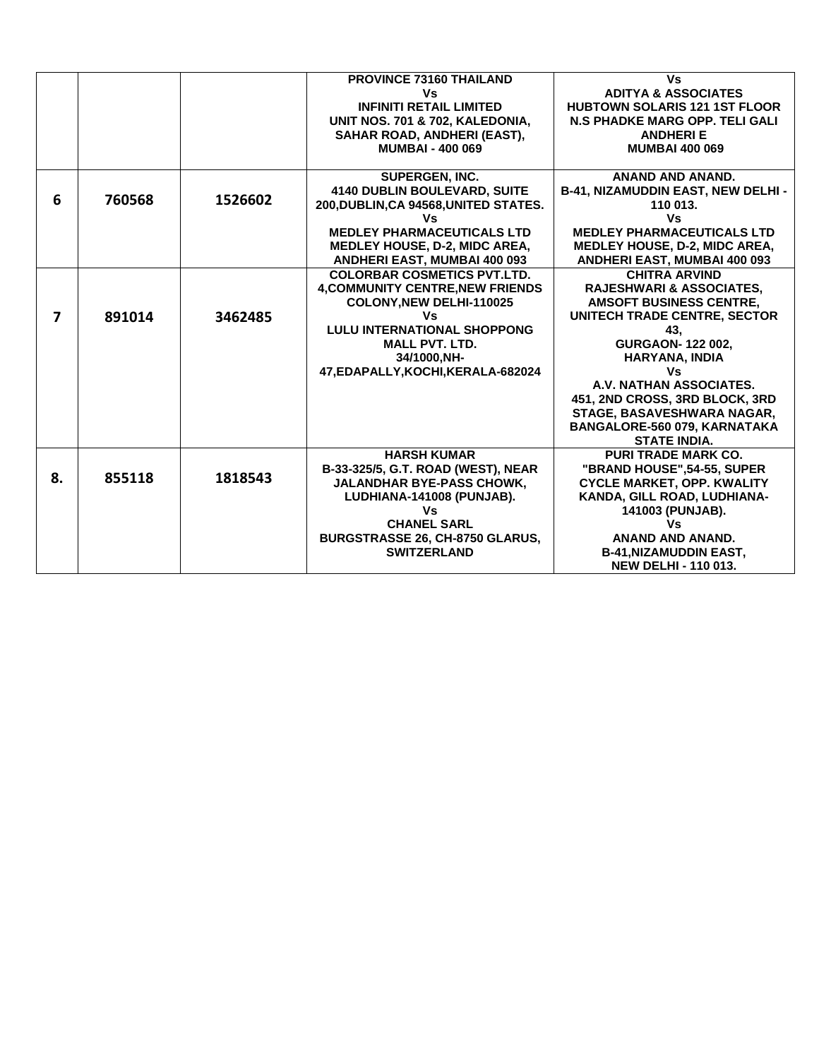| | | | | |
|---|---|---|---|---|
| | | | PROVINCE 73160 THAILAND<br>Vs<br>INFINITI RETAIL LIMITED<br>UNIT NOS. 701 & 702, KALEDONIA, SAHAR ROAD, ANDHERI (EAST), MUMBAI - 400 069 | Vs<br>ADITYA & ASSOCIATES<br>HUBTOWN SOLARIS 121 1ST FLOOR N.S PHADKE MARG OPP. TELI GALI ANDHERI E<br>MUMBAI 400 069 |
| 6 | 760568 | 1526602 | SUPERGEN, INC.<br>4140 DUBLIN BOULEVARD, SUITE 200,DUBLIN,CA 94568,UNITED STATES.<br>Vs<br>MEDLEY PHARMACEUTICALS LTD<br>MEDLEY HOUSE, D-2, MIDC AREA, ANDHERI EAST, MUMBAI 400 093 | ANAND AND ANAND.<br>B-41, NIZAMUDDIN EAST, NEW DELHI - 110 013.<br>Vs<br>MEDLEY PHARMACEUTICALS LTD<br>MEDLEY HOUSE, D-2, MIDC AREA, ANDHERI EAST, MUMBAI 400 093 |
| 7 | 891014 | 3462485 | COLORBAR COSMETICS PVT.LTD.<br>4,COMMUNITY CENTRE,NEW FRIENDS COLONY,NEW DELHI-110025<br>Vs<br>LULU INTERNATIONAL SHOPPONG MALL PVT. LTD.<br>34/1000,NH-47,EDAPALLY,KOCHI,KERALA-682024 | CHITRA ARVIND<br>RAJESHWARI & ASSOCIATES,<br>AMSOFT BUSINESS CENTRE, UNITECH TRADE CENTRE, SECTOR 43,<br>GURGAON- 122 002, HARYANA, INDIA<br>Vs<br>A.V. NATHAN ASSOCIATES.<br>451, 2ND CROSS, 3RD BLOCK, 3RD STAGE, BASAVESHWARA NAGAR, BANGALORE-560 079, KARNATAKA STATE INDIA. |
| 8. | 855118 | 1818543 | HARSH KUMAR<br>B-33-325/5, G.T. ROAD (WEST), NEAR JALANDHAR BYE-PASS CHOWK, LUDHIANA-141008 (PUNJAB).<br>Vs<br>CHANEL SARL<br>BURGSTRASSE 26, CH-8750 GLARUS, SWITZERLAND | PURI TRADE MARK CO.<br>"BRAND HOUSE",54-55, SUPER CYCLE MARKET, OPP. KWALITY KANDA, GILL ROAD, LUDHIANA-141003 (PUNJAB).<br>Vs<br>ANAND AND ANAND.<br>B-41,NIZAMUDDIN EAST,<br>NEW DELHI - 110 013. |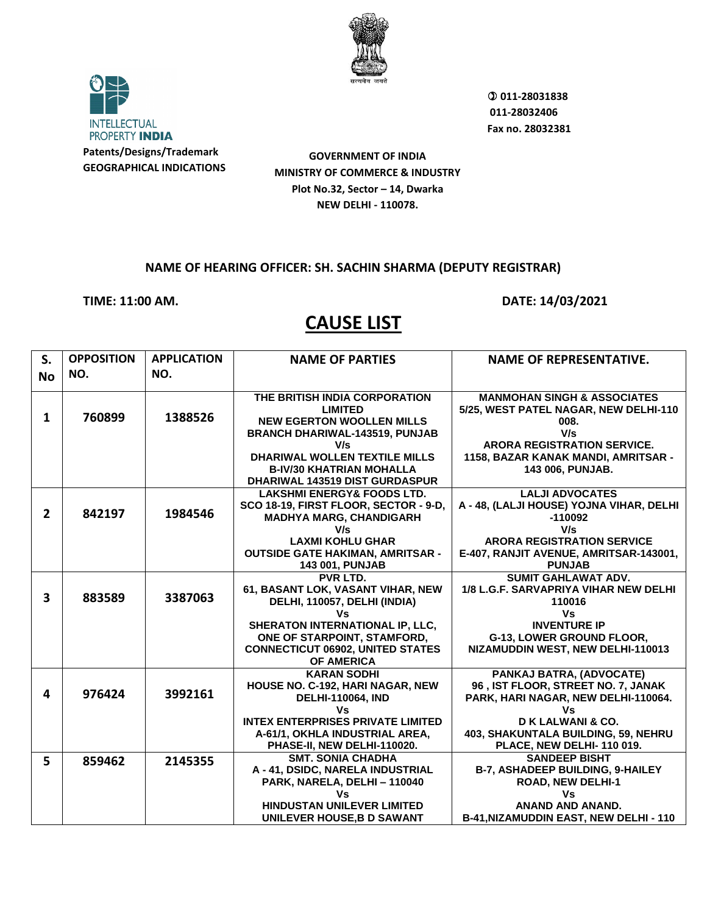INTELLECTUAL PROPERTY **INDIA**

**Patents/Designs/Trademark**
**GEOGRAPHICAL INDICATIONS**

**011-28031838**
**011-28032406**
**Fax no. 28032381**

**GOVERNMENT OF INDIA**
**MINISTRY OF COMMERCE & INDUSTRY**
**Plot No.32, Sector – 14, Dwarka**
**NEW DELHI - 110078.**

**NAME OF HEARING OFFICER: SH. SACHIN SHARMA (DEPUTY REGISTRAR)**

**TIME: 11:00 AM.** **DATE: 14/03/2021**

# CAUSE LIST

| S. No | OPPOSITION NO. | APPLICATION NO. | NAME OF PARTIES | NAME OF REPRESENTATIVE. |
|---|---|---|---|---|
| 1 | 760899 | 1388526 | THE BRITISH INDIA CORPORATION LIMITED NEW EGERTON WOOLLEN MILLS BRANCH DHARIWAL-143519, PUNJAB V/s DHARIWAL WOLLEN TEXTILE MILLS B-IV/30 KHATRIAN MOHALLA DHARIWAL 143519 DIST GURDASPUR | MANMOHAN SINGH & ASSOCIATES 5/25, WEST PATEL NAGAR, NEW DELHI-110 008. V/s ARORA REGISTRATION SERVICE. 1158, BAZAR KANAK MANDI, AMRITSAR - 143 006, PUNJAB. |
| 2 | 842197 | 1984546 | LAKSHMI ENERGY& FOODS LTD. SCO 18-19, FIRST FLOOR, SECTOR - 9-D, MADHYA MARG, CHANDIGARH V/s LAXMI KOHLU GHAR OUTSIDE GATE HAKIMAN, AMRITSAR - 143 001, PUNJAB | LALJI ADVOCATES A - 48, (LALJI HOUSE) YOJNA VIHAR, DELHI -110092 V/s ARORA REGISTRATION SERVICE E-407, RANJIT AVENUE, AMRITSAR-143001, PUNJAB |
| 3 | 883589 | 3387063 | PVR LTD. 61, BASANT LOK, VASANT VIHAR, NEW DELHI, 110057, DELHI (INDIA) Vs SHERATON INTERNATIONAL IP, LLC, ONE OF STARPOINT, STAMFORD, CONNECTICUT 06902, UNITED STATES OF AMERICA | SUMIT GAHLAWAT ADV. 1/8 L.G.F. SARVAPRIYA VIHAR NEW DELHI 110016 Vs INVENTURE IP G-13, LOWER GROUND FLOOR, NIZAMUDDIN WEST, NEW DELHI-110013 |
| 4 | 976424 | 3992161 | KARAN SODHI HOUSE NO. C-192, HARI NAGAR, NEW DELHI-110064, IND Vs INTEX ENTERPRISES PRIVATE LIMITED A-61/1, OKHLA INDUSTRIAL AREA, PHASE-II, NEW DELHI-110020. | PANKAJ BATRA, (ADVOCATE) 96 , IST FLOOR, STREET NO. 7, JANAK PARK, HARI NAGAR, NEW DELHI-110064. Vs D K LALWANI & CO. 403, SHAKUNTALA BUILDING, 59, NEHRU PLACE, NEW DELHI- 110 019. |
| 5 | 859462 | 2145355 | SMT. SONIA CHADHA A - 41, DSIDC, NARELA INDUSTRIAL PARK, NARELA, DELHI – 110040 Vs HINDUSTAN UNILEVER LIMITED UNILEVER HOUSE,B D SAWANT | SANDEEP BISHT B-7, ASHADEEP BUILDING, 9-HAILEY ROAD, NEW DELHI-1 Vs ANAND AND ANAND. B-41,NIZAMUDDIN EAST, NEW DELHI - 110 |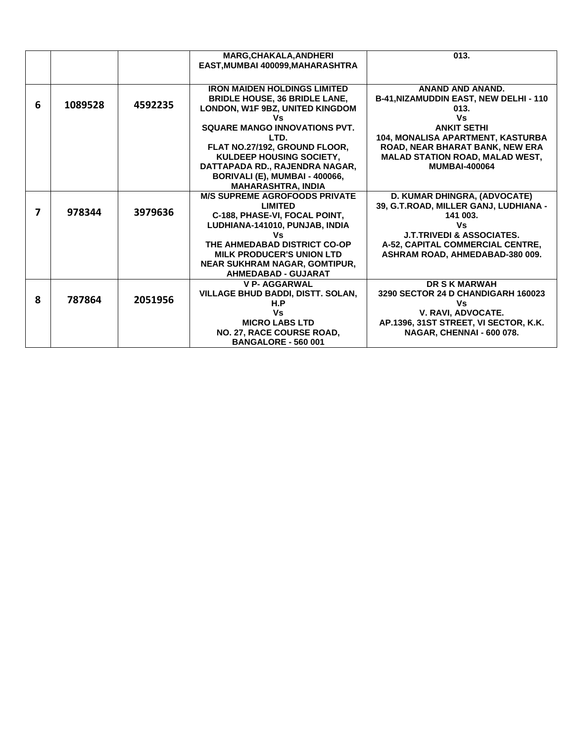|  |  |  |  |  |
|---|---|---|---|---|
|  |  |  | MARG,CHAKALA,ANDHERI EAST,MUMBAI 400099,MAHARASHTRA | 013. |
| 6 | 1089528 | 4592235 | IRON MAIDEN HOLDINGS LIMITED<br>BRIDLE HOUSE, 36 BRIDLE LANE, LONDON, W1F 9BZ, UNITED KINGDOM<br>Vs<br>SQUARE MANGO INNOVATIONS PVT. LTD.<br>FLAT NO.27/192, GROUND FLOOR, KULDEEP HOUSING SOCIETY, DATTAPADA RD., RAJENDRA NAGAR, BORIVALI (E), MUMBAI - 400066, MAHARASHTRA, INDIA | ANAND AND ANAND.<br>B-41,NIZAMUDDIN EAST, NEW DELHI - 110 013.<br>Vs<br>ANKIT SETHI<br>104, MONALISA APARTMENT, KASTURBA ROAD, NEAR BHARAT BANK, NEW ERA MALAD STATION ROAD, MALAD WEST, MUMBAI-400064 |
| 7 | 978344 | 3979636 | M/S SUPREME AGROFOODS PRIVATE LIMITED<br>C-188, PHASE-VI, FOCAL POINT, LUDHIANA-141010, PUNJAB, INDIA<br>Vs<br>THE AHMEDABAD DISTRICT CO-OP MILK PRODUCER'S UNION LTD<br>NEAR SUKHRAM NAGAR, GOMTIPUR, AHMEDABAD - GUJARAT | D. KUMAR DHINGRA, (ADVOCATE)<br>39, G.T.ROAD, MILLER GANJ, LUDHIANA - 141 003.<br>Vs<br>J.T.TRIVEDI & ASSOCIATES.<br>A-52, CAPITAL COMMERCIAL CENTRE, ASHRAM ROAD, AHMEDABAD-380 009. |
| 8 | 787864 | 2051956 | V P- AGGARWAL<br>VILLAGE BHUD BADDI, DISTT. SOLAN, H.P<br>Vs<br>MICRO LABS LTD<br>NO. 27, RACE COURSE ROAD, BANGALORE - 560 001 | DR S K MARWAH<br>3290 SECTOR 24 D CHANDIGARH 160023<br>Vs<br>V. RAVI, ADVOCATE.<br>AP.1396, 31ST STREET, VI SECTOR, K.K. NAGAR, CHENNAI - 600 078. |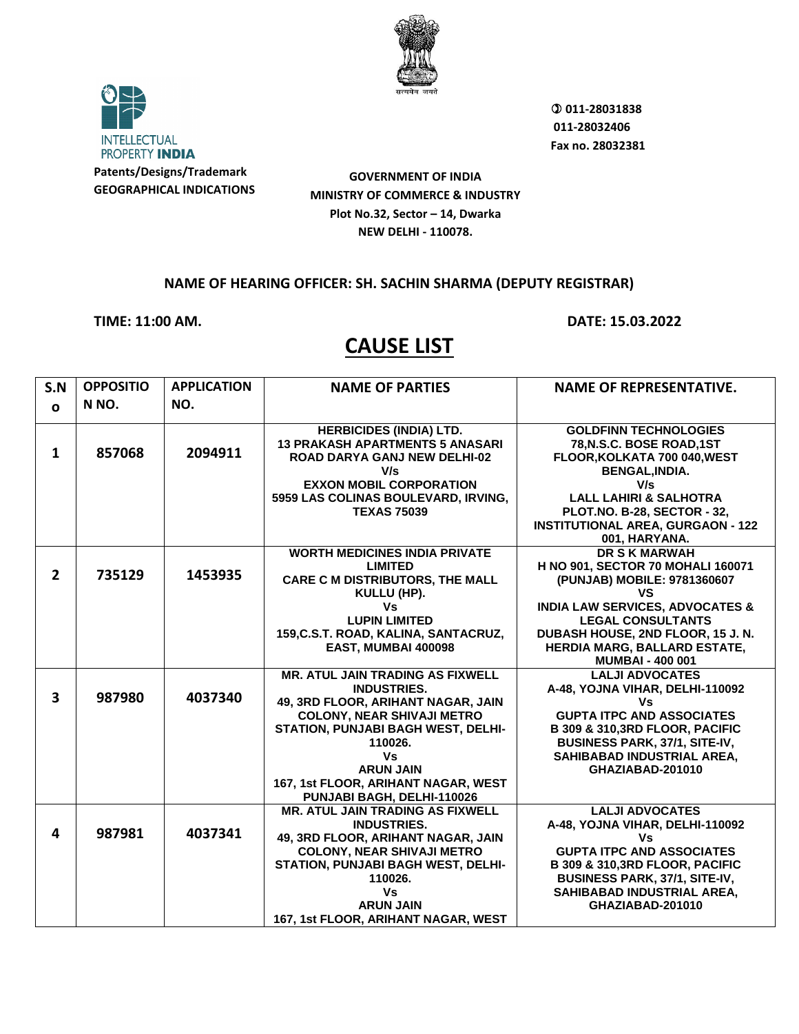INTELLECTUAL PROPERTY INDIA

Patents/Designs/Trademark
GEOGRAPHICAL INDICATIONS

सत्यमेव जयते

011-28031838
011-28032406
Fax no. 28032381

**GOVERNMENT OF INDIA**
**MINISTRY OF COMMERCE & INDUSTRY**
**Plot No.32, Sector – 14, Dwarka**
**NEW DELHI - 110078.**

**NAME OF HEARING OFFICER: SH. SACHIN SHARMA (DEPUTY REGISTRAR)**

**TIME: 11:00 AM.** **DATE: 15.03.2022**

# CAUSE LIST

| S.No | OPPOSITION NO. | APPLICATION NO. | NAME OF PARTIES | NAME OF REPRESENTATIVE. |
|---|---|---|---|---|
| 1 | 857068 | 2094911 | HERBICIDES (INDIA) LTD. 13 PRAKASH APARTMENTS 5 ANASARI ROAD DARYA GANJ NEW DELHI-02 V/s EXXON MOBIL CORPORATION 5959 LAS COLINAS BOULEVARD, IRVING, TEXAS 75039 | GOLDFINN TECHNOLOGIES 78,N.S.C. BOSE ROAD,1ST FLOOR,KOLKATA 700 040,WEST BENGAL,INDIA. V/s LALL LAHIRI & SALHOTRA PLOT.NO. B-28, SECTOR - 32, INSTITUTIONAL AREA, GURGAON - 122 001, HARYANA. |
| 2 | 735129 | 1453935 | WORTH MEDICINES INDIA PRIVATE LIMITED CARE C M DISTRIBUTORS, THE MALL KULLU (HP). Vs LUPIN LIMITED 159,C.S.T. ROAD, KALINA, SANTACRUZ, EAST, MUMBAI 400098 | DR S K MARWAH H NO 901, SECTOR 70 MOHALI 160071 (PUNJAB) MOBILE: 9781360607 VS INDIA LAW SERVICES, ADVOCATES & LEGAL CONSULTANTS DUBASH HOUSE, 2ND FLOOR, 15 J. N. HERDIA MARG, BALLARD ESTATE, MUMBAI - 400 001 |
| 3 | 987980 | 4037340 | MR. ATUL JAIN TRADING AS FIXWELL INDUSTRIES. 49, 3RD FLOOR, ARIHANT NAGAR, JAIN COLONY, NEAR SHIVAJI METRO STATION, PUNJABI BAGH WEST, DELHI-110026. Vs ARUN JAIN 167, 1st FLOOR, ARIHANT NAGAR, WEST PUNJABI BAGH, DELHI-110026 | LALJI ADVOCATES A-48, YOJNA VIHAR, DELHI-110092 Vs GUPTA ITPC AND ASSOCIATES B 309 & 310,3RD FLOOR, PACIFIC BUSINESS PARK, 37/1, SITE-IV, SAHIBABAD INDUSTRIAL AREA, GHAZIABAD-201010 |
| 4 | 987981 | 4037341 | MR. ATUL JAIN TRADING AS FIXWELL INDUSTRIES. 49, 3RD FLOOR, ARIHANT NAGAR, JAIN COLONY, NEAR SHIVAJI METRO STATION, PUNJABI BAGH WEST, DELHI-110026. Vs ARUN JAIN 167, 1st FLOOR, ARIHANT NAGAR, WEST | LALJI ADVOCATES A-48, YOJNA VIHAR, DELHI-110092 Vs GUPTA ITPC AND ASSOCIATES B 309 & 310,3RD FLOOR, PACIFIC BUSINESS PARK, 37/1, SITE-IV, SAHIBABAD INDUSTRIAL AREA, GHAZIABAD-201010 |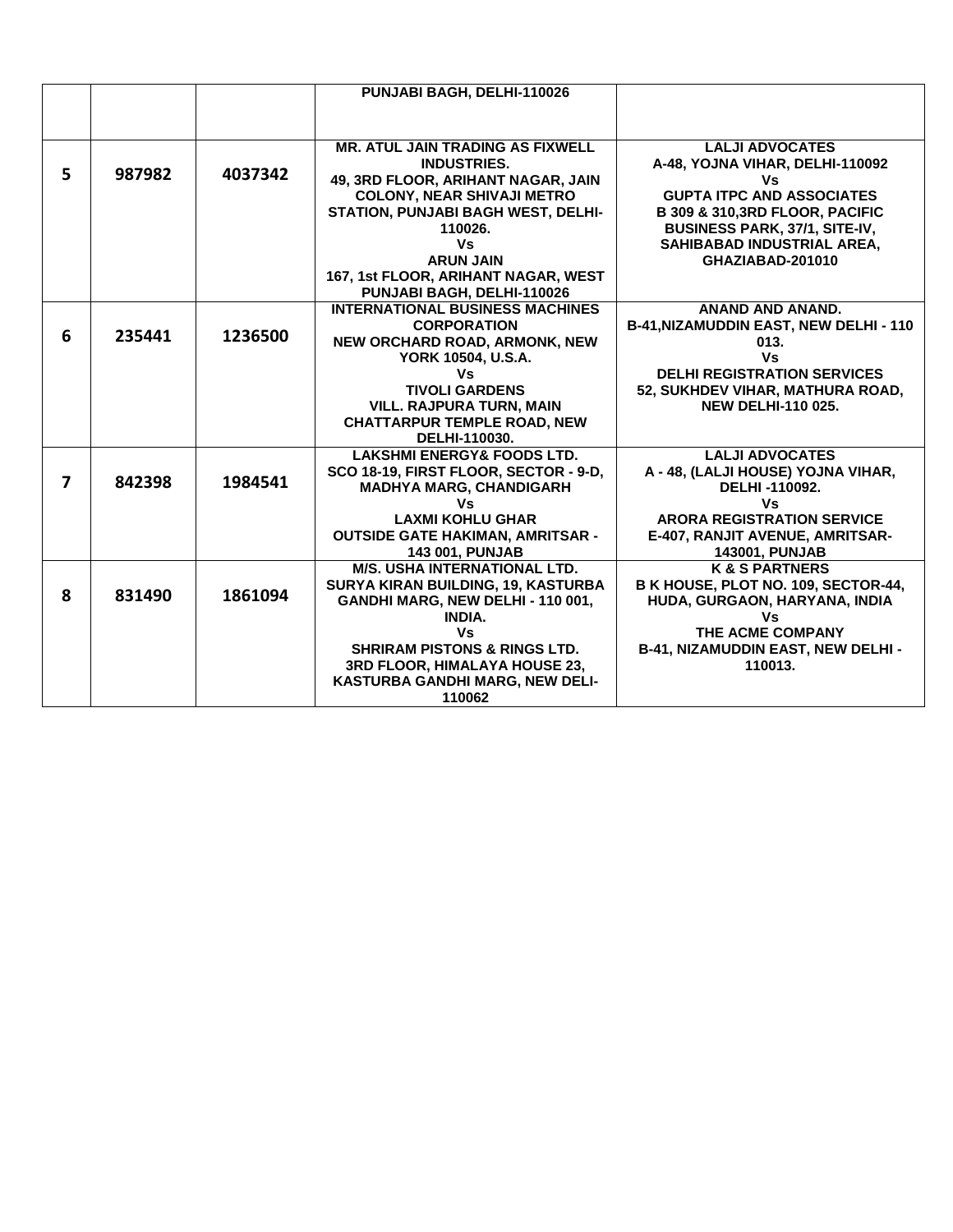| | | | | |
|---|---|---|---|---|
| | | | PUNJABI BAGH, DELHI-110026 | |
| 5 | 987982 | 4037342 | MR. ATUL JAIN TRADING AS FIXWELL INDUSTRIES.<br>49, 3RD FLOOR, ARIHANT NAGAR, JAIN COLONY, NEAR SHIVAJI METRO STATION, PUNJABI BAGH WEST, DELHI-110026.<br>Vs<br>ARUN JAIN<br>167, 1st FLOOR, ARIHANT NAGAR, WEST PUNJABI BAGH, DELHI-110026 | LALJI ADVOCATES<br>A-48, YOJNA VIHAR, DELHI-110092<br>Vs<br>GUPTA ITPC AND ASSOCIATES<br>B 309 & 310,3RD FLOOR, PACIFIC BUSINESS PARK, 37/1, SITE-IV, SAHIBABAD INDUSTRIAL AREA, GHAZIABAD-201010 |
| 6 | 235441 | 1236500 | INTERNATIONAL BUSINESS MACHINES CORPORATION<br>NEW ORCHARD ROAD, ARMONK, NEW YORK 10504, U.S.A.<br>Vs<br>TIVOLI GARDENS<br>VILL. RAJPURA TURN, MAIN CHATTARPUR TEMPLE ROAD, NEW DELHI-110030. | ANAND AND ANAND.<br>B-41,NIZAMUDDIN EAST, NEW DELHI - 110 013.<br>Vs<br>DELHI REGISTRATION SERVICES<br>52, SUKHDEV VIHAR, MATHURA ROAD, NEW DELHI-110 025. |
| 7 | 842398 | 1984541 | LAKSHMI ENERGY& FOODS LTD.<br>SCO 18-19, FIRST FLOOR, SECTOR - 9-D, MADHYA MARG, CHANDIGARH<br>Vs<br>LAXMI KOHLU GHAR<br>OUTSIDE GATE HAKIMAN, AMRITSAR - 143 001, PUNJAB | LALJI ADVOCATES<br>A - 48, (LALJI HOUSE) YOJNA VIHAR, DELHI -110092.<br>Vs<br>ARORA REGISTRATION SERVICE<br>E-407, RANJIT AVENUE, AMRITSAR-143001, PUNJAB |
| 8 | 831490 | 1861094 | M/S. USHA INTERNATIONAL LTD.<br>SURYA KIRAN BUILDING, 19, KASTURBA GANDHI MARG, NEW DELHI - 110 001, INDIA.<br>Vs<br>SHRIRAM PISTONS & RINGS LTD.<br>3RD FLOOR, HIMALAYA HOUSE 23, KASTURBA GANDHI MARG, NEW DELI-110062 | K & S PARTNERS<br>B K HOUSE, PLOT NO. 109, SECTOR-44, HUDA, GURGAON, HARYANA, INDIA<br>Vs<br>THE ACME COMPANY<br>B-41, NIZAMUDDIN EAST, NEW DELHI - 110013. |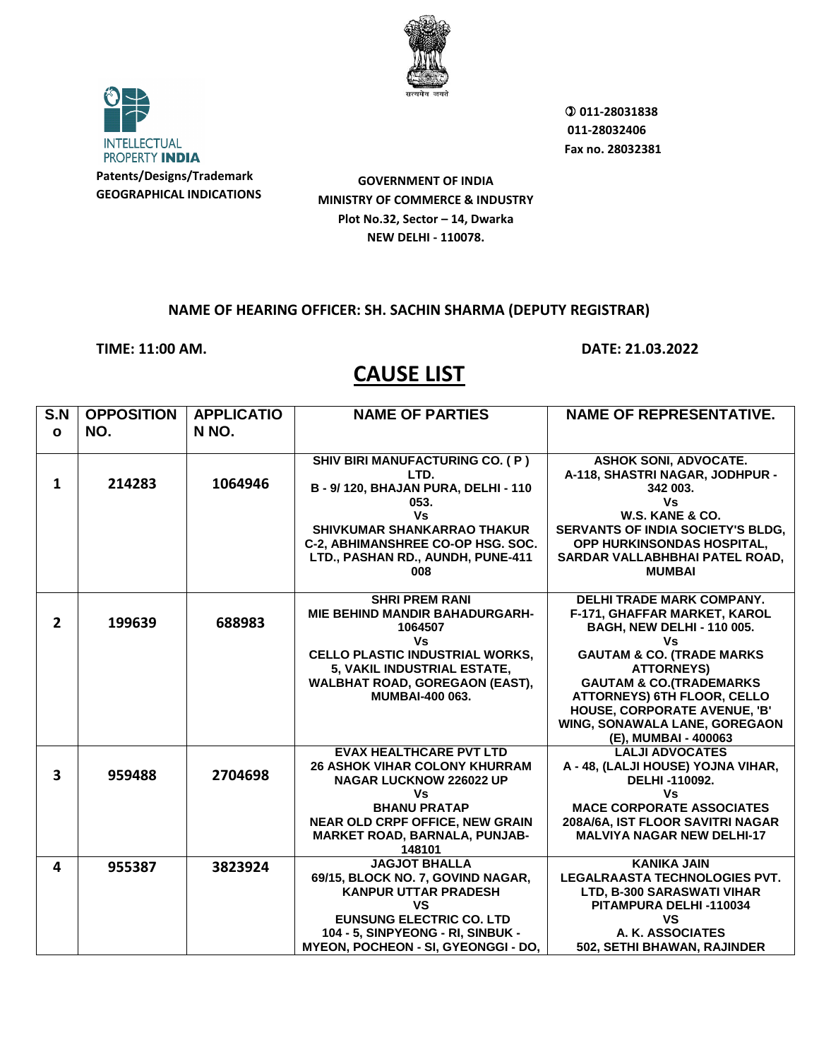INTELLECTUAL PROPERTY INDIA

**Patents/Designs/Trademark**
**GEOGRAPHICAL INDICATIONS**

**GOVERNMENT OF INDIA**
**MINISTRY OF COMMERCE & INDUSTRY**
**Plot No.32, Sector – 14, Dwarka**
**NEW DELHI - 110078.**

**011-28031838**
**011-28032406**
**Fax no. 28032381**

**NAME OF HEARING OFFICER: SH. SACHIN SHARMA (DEPUTY REGISTRAR)**

**TIME: 11:00 AM.** **DATE: 21.03.2022**

# CAUSE LIST

| S.No | OPPOSITION NO. | APPLICATION NO. | NAME OF PARTIES | NAME OF REPRESENTATIVE. |
|---|---|---|---|---|
| 1 | 214283 | 1064946 | SHIV BIRI MANUFACTURING CO. ( P ) LTD. B - 9/ 120, BHAJAN PURA, DELHI - 110 053. Vs SHIVKUMAR SHANKARRAO THAKUR C-2, ABHIMANSHREE CO-OP HSG. SOC. LTD., PASHAN RD., AUNDH, PUNE-411 008 | ASHOK SONI, ADVOCATE. A-118, SHASTRI NAGAR, JODHPUR - 342 003. Vs W.S. KANE & CO. SERVANTS OF INDIA SOCIETY'S BLDG, OPP HURKINSONDAS HOSPITAL, SARDAR VALLABHBHAI PATEL ROAD, MUMBAI |
| 2 | 199639 | 688983 | SHRI PREM RANI MIE BEHIND MANDIR BAHADURGARH-1064507 Vs CELLO PLASTIC INDUSTRIAL WORKS, 5, VAKIL INDUSTRIAL ESTATE, WALBHAT ROAD, GOREGAON (EAST), MUMBAI-400 063. | DELHI TRADE MARK COMPANY. F-171, GHAFFAR MARKET, KAROL BAGH, NEW DELHI - 110 005. Vs GAUTAM & CO. (TRADE MARKS ATTORNEYS) GAUTAM & CO.(TRADEMARKS ATTORNEYS) 6TH FLOOR, CELLO HOUSE, CORPORATE AVENUE, 'B' WING, SONAWALA LANE, GOREGAON (E), MUMBAI - 400063 |
| 3 | 959488 | 2704698 | EVAX HEALTHCARE PVT LTD 26 ASHOK VIHAR COLONY KHURRAM NAGAR LUCKNOW 226022 UP Vs BHANU PRATAP NEAR OLD CRPF OFFICE, NEW GRAIN MARKET ROAD, BARNALA, PUNJAB-148101 | LALJI ADVOCATES A - 48, (LALJI HOUSE) YOJNA VIHAR, DELHI -110092. Vs MACE CORPORATE ASSOCIATES 208A/6A, IST FLOOR SAVITRI NAGAR MALVIYA NAGAR NEW DELHI-17 |
| 4 | 955387 | 3823924 | JAGJOT BHALLA 69/15, BLOCK NO. 7, GOVIND NAGAR, KANPUR UTTAR PRADESH VS EUNSUNG ELECTRIC CO. LTD 104 - 5, SINPYEONG - RI, SINBUK - MYEON, POCHEON - SI, GYEONGGI - DO, | KANIKA JAIN LEGALRAASTA TECHNOLOGIES PVT. LTD, B-300 SARASWATI VIHAR PITAMPURA DELHI -110034 VS A. K. ASSOCIATES 502, SETHI BHAWAN, RAJINDER |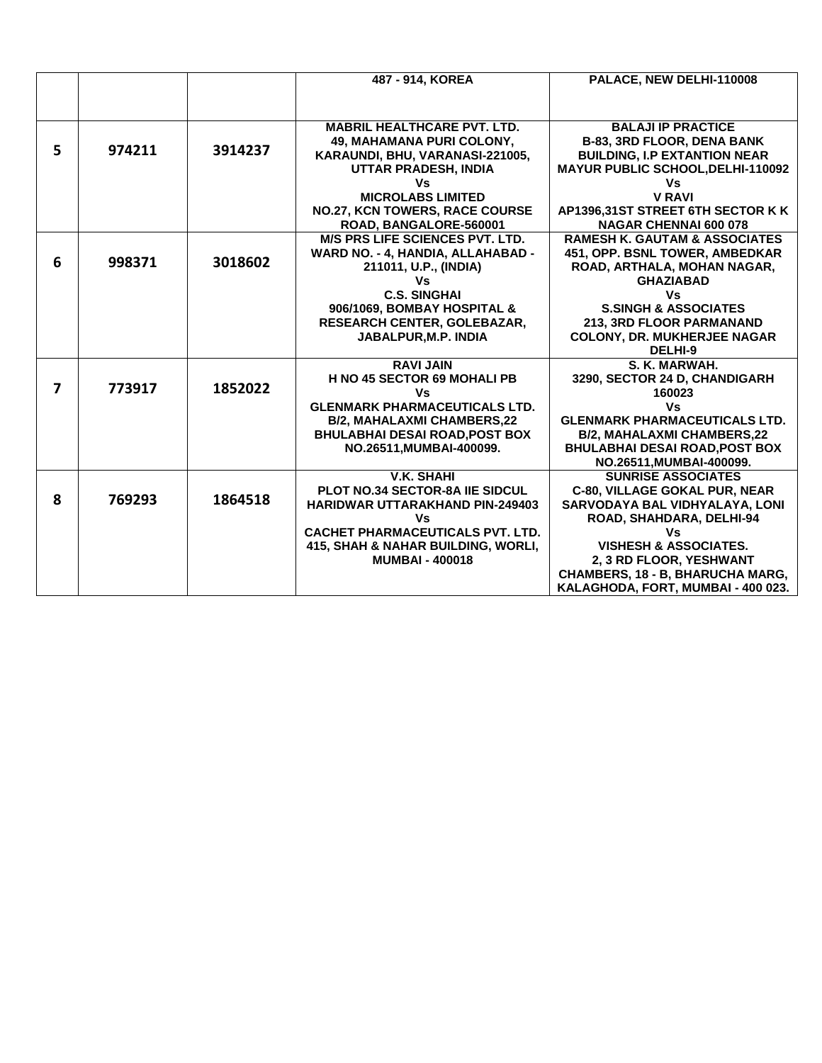| | | | | |
|---|---|---|---|---|
| | | | 487 - 914, KOREA | PALACE, NEW DELHI-110008 |
| **5** | **974211** | **3914237** | **MABRIL HEALTHCARE PVT. LTD.**<br>**49, MAHAMANA PURI COLONY, KARAUNDI, BHU, VARANASI-221005, UTTAR PRADESH, INDIA**<br>**Vs**<br>**MICROLABS LIMITED**<br>**NO.27, KCN TOWERS, RACE COURSE ROAD, BANGALORE-560001** | **BALAJI IP PRACTICE**<br>**B-83, 3RD FLOOR, DENA BANK BUILDING, I.P EXTANTION NEAR MAYUR PUBLIC SCHOOL,DELHI-110092**<br>**Vs**<br>**V RAVI**<br>**AP1396,31ST STREET 6TH SECTOR K K NAGAR CHENNAI 600 078** |
| **6** | **998371** | **3018602** | **M/S PRS LIFE SCIENCES PVT. LTD.**<br>**WARD NO. - 4, HANDIA, ALLAHABAD - 211011, U.P., (INDIA)**<br>**Vs**<br>**C.S. SINGHAI**<br>**906/1069, BOMBAY HOSPITAL & RESEARCH CENTER, GOLEBAZAR, JABALPUR,M.P. INDIA** | **RAMESH K. GAUTAM & ASSOCIATES**<br>**451, OPP. BSNL TOWER, AMBEDKAR ROAD, ARTHALA, MOHAN NAGAR, GHAZIABAD**<br>**Vs**<br>**S.SINGH & ASSOCIATES**<br>**213, 3RD FLOOR PARMANAND COLONY, DR. MUKHERJEE NAGAR DELHI-9** |
| **7** | **773917** | **1852022** | **RAVI JAIN**<br>**H NO 45 SECTOR 69 MOHALI PB**<br>**Vs**<br>**GLENMARK PHARMACEUTICALS LTD.**<br>**B/2, MAHALAXMI CHAMBERS,22 BHULABHAI DESAI ROAD,POST BOX NO.26511,MUMBAI-400099.** | **S. K. MARWAH.**<br>**3290, SECTOR 24 D, CHANDIGARH 160023**<br>**Vs**<br>**GLENMARK PHARMACEUTICALS LTD.**<br>**B/2, MAHALAXMI CHAMBERS,22 BHULABHAI DESAI ROAD,POST BOX NO.26511,MUMBAI-400099.** |
| **8** | **769293** | **1864518** | **V.K. SHAHI**<br>**PLOT NO.34 SECTOR-8A IIE SIDCUL HARIDWAR UTTARAKHAND PIN-249403**<br>**Vs**<br>**CACHET PHARMACEUTICALS PVT. LTD.**<br>**415, SHAH & NAHAR BUILDING, WORLI, MUMBAI - 400018** | **SUNRISE ASSOCIATES**<br>**C-80, VILLAGE GOKAL PUR, NEAR SARVODAYA BAL VIDHYALAYA, LONI ROAD, SHAHDARA, DELHI-94**<br>**Vs**<br>**VISHESH & ASSOCIATES.**<br>**2, 3 RD FLOOR, YESHWANT CHAMBERS, 18 - B, BHARUCHA MARG, KALAGHODA, FORT, MUMBAI - 400 023.** |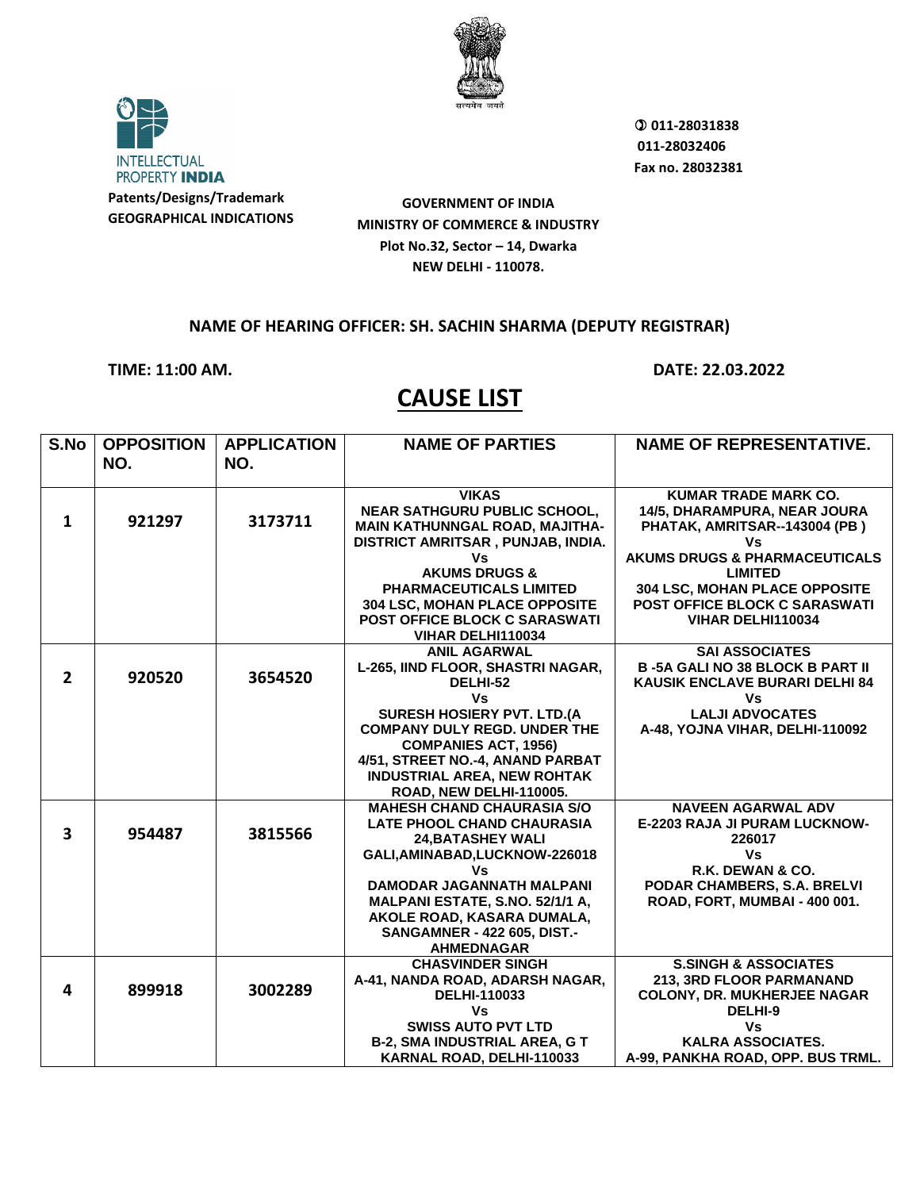INTELLECTUAL PROPERTY **INDIA**

**Patents/Designs/Trademark**
**GEOGRAPHICAL INDICATIONS**

**011-28031838**
**011-28032406**
**Fax no. 28032381**

**GOVERNMENT OF INDIA**
**MINISTRY OF COMMERCE & INDUSTRY**
**Plot No.32, Sector – 14, Dwarka**
**NEW DELHI - 110078.**

**NAME OF HEARING OFFICER: SH. SACHIN SHARMA (DEPUTY REGISTRAR)**

**TIME: 11:00 AM.** **DATE: 22.03.2022**

# CAUSE LIST

| S.No | OPPOSITION NO. | APPLICATION NO. | NAME OF PARTIES | NAME OF REPRESENTATIVE. |
|---|---|---|---|---|
| 1 | 921297 | 3173711 | VIKAS<br>NEAR SATHGURU PUBLIC SCHOOL, MAIN KATHUNNGAL ROAD, MAJITHA-DISTRICT AMRITSAR , PUNJAB, INDIA.<br>Vs<br>AKUMS DRUGS & PHARMACEUTICALS LIMITED<br>304 LSC, MOHAN PLACE OPPOSITE POST OFFICE BLOCK C SARASWATI VIHAR DELHI110034 | KUMAR TRADE MARK CO.<br>14/5, DHARAMPURA, NEAR JOURA PHATAK, AMRITSAR--143004 (PB )<br>Vs<br>AKUMS DRUGS & PHARMACEUTICALS LIMITED<br>304 LSC, MOHAN PLACE OPPOSITE POST OFFICE BLOCK C SARASWATI VIHAR DELHI110034 |
| 2 | 920520 | 3654520 | ANIL AGARWAL<br>L-265, IIND FLOOR, SHASTRI NAGAR, DELHI-52<br>Vs<br>SURESH HOSIERY PVT. LTD.(A COMPANY DULY REGD. UNDER THE COMPANIES ACT, 1956)<br>4/51, STREET NO.-4, ANAND PARBAT INDUSTRIAL AREA, NEW ROHTAK ROAD, NEW DELHI-110005. | SAI ASSOCIATES<br>B -5A GALI NO 38 BLOCK B PART II KAUSIK ENCLAVE BURARI DELHI 84<br>Vs<br>LALJI ADVOCATES<br>A-48, YOJNA VIHAR, DELHI-110092 |
| 3 | 954487 | 3815566 | MAHESH CHAND CHAURASIA S/O LATE PHOOL CHAND CHAURASIA<br>24,BATASHEY WALI GALI,AMINABAD,LUCKNOW-226018<br>Vs<br>DAMODAR JAGANNATH MALPANI<br>MALPANI ESTATE, S.NO. 52/1/1 A, AKOLE ROAD, KASARA DUMALA, SANGAMNER - 422 605, DIST.-AHMEDNAGAR | NAVEEN AGARWAL ADV<br>E-2203 RAJA JI PURAM LUCKNOW-226017<br>Vs<br>R.K. DEWAN & CO.<br>PODAR CHAMBERS, S.A. BRELVI ROAD, FORT, MUMBAI - 400 001. |
| 4 | 899918 | 3002289 | CHASVINDER SINGH<br>A-41, NANDA ROAD, ADARSH NAGAR, DELHI-110033<br>Vs<br>SWISS AUTO PVT LTD<br>B-2, SMA INDUSTRIAL AREA, G T KARNAL ROAD, DELHI-110033 | S.SINGH & ASSOCIATES<br>213, 3RD FLOOR PARMANAND COLONY, DR. MUKHERJEE NAGAR DELHI-9<br>Vs<br>KALRA ASSOCIATES.<br>A-99, PANKHA ROAD, OPP. BUS TRML. |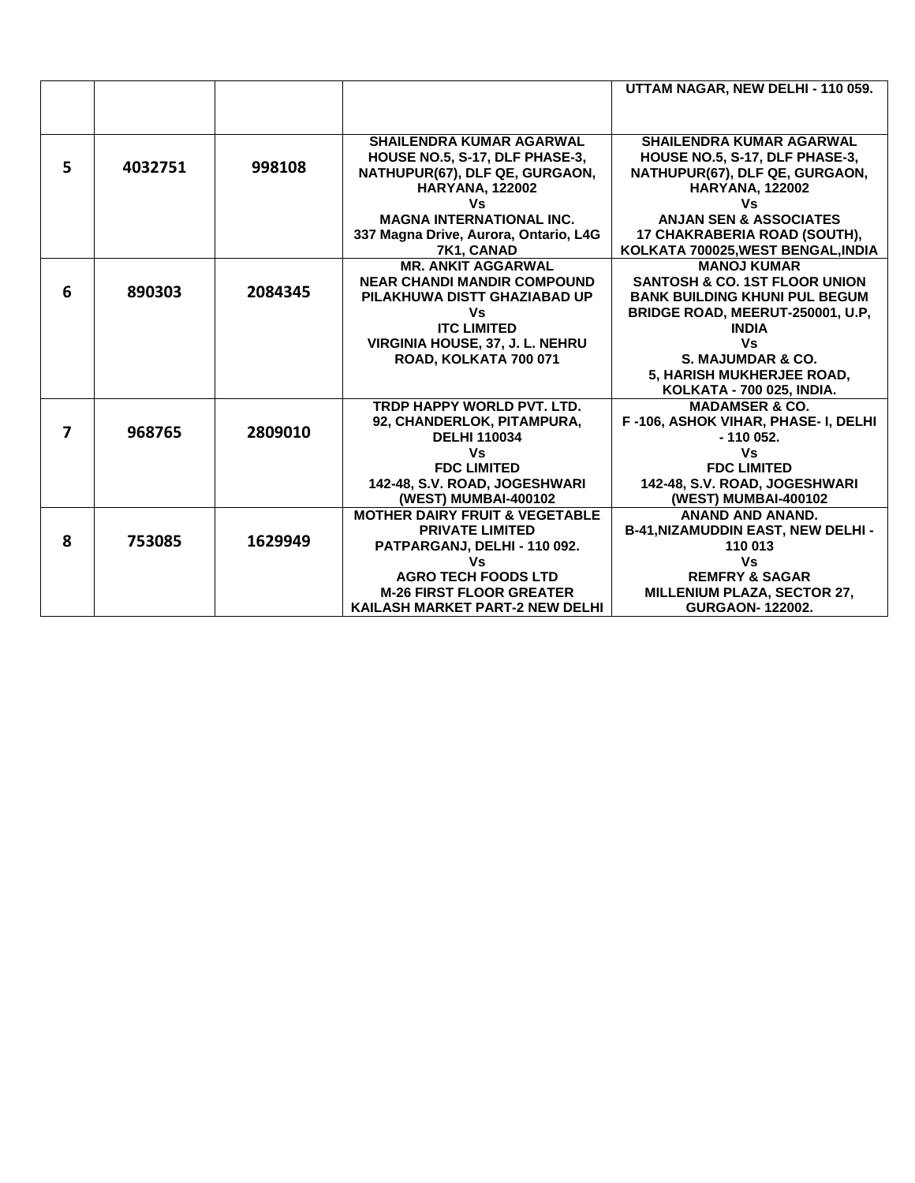| | | | | |
|---|---|---|---|---|
| | | | | UTTAM NAGAR, NEW DELHI - 110 059. |
| 5 | 4032751 | 998108 | SHAILENDRA KUMAR AGARWAL<br>HOUSE NO.5, S-17, DLF PHASE-3, NATHUPUR(67), DLF QE, GURGAON, HARYANA, 122002<br>Vs<br>MAGNA INTERNATIONAL INC.<br>337 Magna Drive, Aurora, Ontario, L4G 7K1, CANAD | SHAILENDRA KUMAR AGARWAL<br>HOUSE NO.5, S-17, DLF PHASE-3, NATHUPUR(67), DLF QE, GURGAON, HARYANA, 122002<br>Vs<br>ANJAN SEN & ASSOCIATES<br>17 CHAKRABERIA ROAD (SOUTH), KOLKATA 700025,WEST BENGAL,INDIA |
| 6 | 890303 | 2084345 | MR. ANKIT AGGARWAL<br>NEAR CHANDI MANDIR COMPOUND PILAKHUWA DISTT GHAZIABAD UP<br>Vs<br>ITC LIMITED<br>VIRGINIA HOUSE, 37, J. L. NEHRU ROAD, KOLKATA 700 071 | MANOJ KUMAR<br>SANTOSH & CO. 1ST FLOOR UNION BANK BUILDING KHUNI PUL BEGUM BRIDGE ROAD, MEERUT-250001, U.P, INDIA<br>Vs<br>S. MAJUMDAR & CO.<br>5, HARISH MUKHERJEE ROAD, KOLKATA - 700 025, INDIA. |
| 7 | 968765 | 2809010 | TRDP HAPPY WORLD PVT. LTD.<br>92, CHANDERLOK, PITAMPURA, DELHI 110034<br>Vs<br>FDC LIMITED<br>142-48, S.V. ROAD, JOGESHWARI (WEST) MUMBAI-400102 | MADAMSER & CO.<br>F -106, ASHOK VIHAR, PHASE- I, DELHI - 110 052.<br>Vs<br>FDC LIMITED<br>142-48, S.V. ROAD, JOGESHWARI (WEST) MUMBAI-400102 |
| 8 | 753085 | 1629949 | MOTHER DAIRY FRUIT & VEGETABLE PRIVATE LIMITED<br>PATPARGANJ, DELHI - 110 092.<br>Vs<br>AGRO TECH FOODS LTD<br>M-26 FIRST FLOOR GREATER KAILASH MARKET PART-2 NEW DELHI | ANAND AND ANAND.<br>B-41,NIZAMUDDIN EAST, NEW DELHI - 110 013<br>Vs<br>REMFRY & SAGAR<br>MILLENIUM PLAZA, SECTOR 27, GURGAON- 122002. |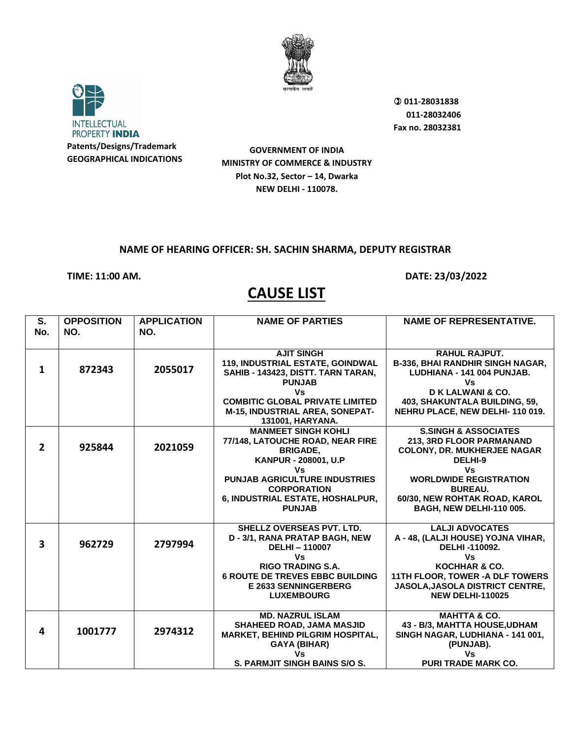INTELLECTUAL PROPERTY INDIA

**Patents/Designs/Trademark**
**GEOGRAPHICAL INDICATIONS**

सत्यमेव जयते

✆ 011-28031838
011-28032406
Fax no. 28032381

**GOVERNMENT OF INDIA**
**MINISTRY OF COMMERCE & INDUSTRY**
**Plot No.32, Sector – 14, Dwarka**
**NEW DELHI - 110078.**

**NAME OF HEARING OFFICER: SH. SACHIN SHARMA, DEPUTY REGISTRAR**

**TIME: 11:00 AM.** **DATE: 23/03/2022**

# CAUSE LIST

| S. No. | OPPOSITION NO. | APPLICATION NO. | NAME OF PARTIES | NAME OF REPRESENTATIVE. |
|---|---|---|---|---|
| 1 | 872343 | 2055017 | AJIT SINGH<br>119, INDUSTRIAL ESTATE, GOINDWAL SAHIB - 143423, DISTT. TARN TARAN, PUNJAB<br>Vs<br>COMBITIC GLOBAL PRIVATE LIMITED<br>M-15, INDUSTRIAL AREA, SONEPAT-131001, HARYANA. | RAHUL RAJPUT.<br>B-336, BHAI RANDHIR SINGH NAGAR, LUDHIANA - 141 004 PUNJAB.<br>Vs<br>D K LALWANI & CO.<br>403, SHAKUNTALA BUILDING, 59, NEHRU PLACE, NEW DELHI- 110 019. |
| 2 | 925844 | 2021059 | MANMEET SINGH KOHLI<br>77/148, LATOUCHE ROAD, NEAR FIRE BRIGADE,<br>KANPUR - 208001, U.P<br>Vs<br>PUNJAB AGRICULTURE INDUSTRIES CORPORATION<br>6, INDUSTRIAL ESTATE, HOSHALPUR, PUNJAB | S.SINGH & ASSOCIATES<br>213, 3RD FLOOR PARMANAND COLONY, DR. MUKHERJEE NAGAR DELHI-9<br>Vs<br>WORLDWIDE REGISTRATION BUREAU.<br>60/30, NEW ROHTAK ROAD, KAROL BAGH, NEW DELHI-110 005. |
| 3 | 962729 | 2797994 | SHELLZ OVERSEAS PVT. LTD.<br>D - 3/1, RANA PRATAP BAGH, NEW DELHI – 110007<br>Vs<br>RIGO TRADING S.A.<br>6 ROUTE DE TREVES EBBC BUILDING E 2633 SENNINGERBERG LUXEMBOURG | LALJI ADVOCATES<br>A - 48, (LALJI HOUSE) YOJNA VIHAR, DELHI -110092.<br>Vs<br>KOCHHAR & CO.<br>11TH FLOOR, TOWER -A DLF TOWERS JASOLA,JASOLA DISTRICT CENTRE, NEW DELHI-110025 |
| 4 | 1001777 | 2974312 | MD. NAZRUL ISLAM<br>SHAHEED ROAD, JAMA MASJID MARKET, BEHIND PILGRIM HOSPITAL, GAYA (BIHAR)<br>Vs<br>S. PARMJIT SINGH BAINS S/O S. | MAHTTA & CO.<br>43 - B/3, MAHTTA HOUSE,UDHAM SINGH NAGAR, LUDHIANA - 141 001, (PUNJAB).<br>Vs<br>PURI TRADE MARK CO. |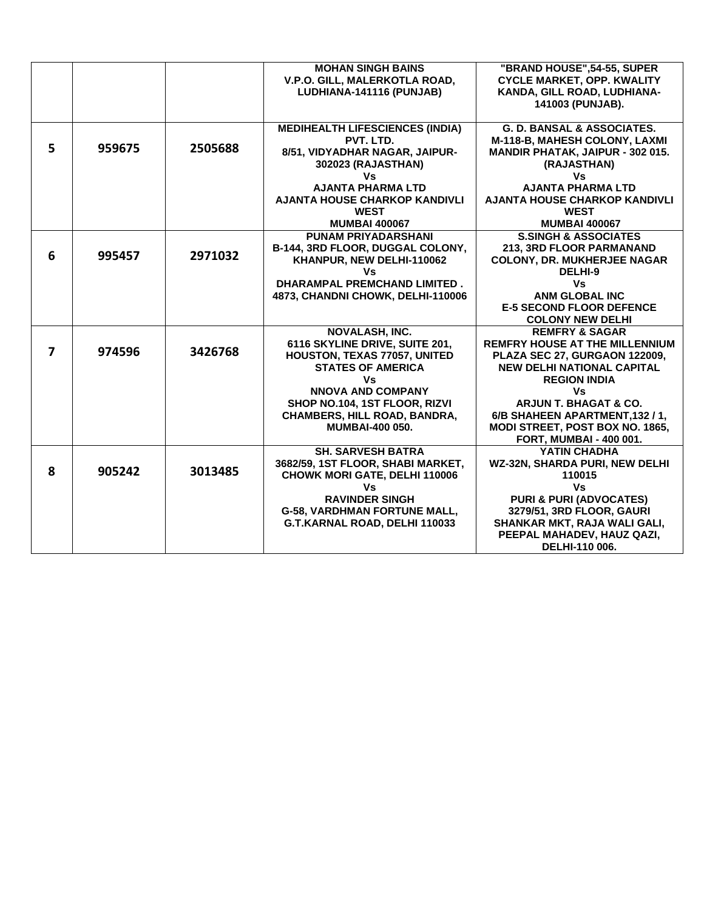| | | | | |
|---|---|---|---|---|
| | | | MOHAN SINGH BAINS<br>V.P.O. GILL, MALERKOTLA ROAD, LUDHIANA-141116 (PUNJAB) | "BRAND HOUSE",54-55, SUPER CYCLE MARKET, OPP. KWALITY KANDA, GILL ROAD, LUDHIANA-141003 (PUNJAB). |
| 5 | 959675 | 2505688 | MEDIHEALTH LIFESCIENCES (INDIA) PVT. LTD.<br>8/51, VIDYADHAR NAGAR, JAIPUR-302023 (RAJASTHAN)<br>Vs<br>AJANTA PHARMA LTD<br>AJANTA HOUSE CHARKOP KANDIVLI WEST<br>MUMBAI 400067 | G. D. BANSAL & ASSOCIATES.<br>M-118-B, MAHESH COLONY, LAXMI MANDIR PHATAK, JAIPUR - 302 015. (RAJASTHAN)<br>Vs<br>AJANTA PHARMA LTD<br>AJANTA HOUSE CHARKOP KANDIVLI WEST<br>MUMBAI 400067 |
| 6 | 995457 | 2971032 | PUNAM PRIYADARSHANI<br>B-144, 3RD FLOOR, DUGGAL COLONY, KHANPUR, NEW DELHI-110062<br>Vs<br>DHARAMPAL PREMCHAND LIMITED .<br>4873, CHANDNI CHOWK, DELHI-110006 | S.SINGH & ASSOCIATES<br>213, 3RD FLOOR PARMANAND COLONY, DR. MUKHERJEE NAGAR DELHI-9<br>Vs<br>ANM GLOBAL INC<br>E-5 SECOND FLOOR DEFENCE COLONY NEW DELHI |
| 7 | 974596 | 3426768 | NOVALASH, INC.<br>6116 SKYLINE DRIVE, SUITE 201, HOUSTON, TEXAS 77057, UNITED STATES OF AMERICA<br>Vs<br>NNOVA AND COMPANY<br>SHOP NO.104, 1ST FLOOR, RIZVI CHAMBERS, HILL ROAD, BANDRA, MUMBAI-400 050. | REMFRY & SAGAR<br>REMFRY HOUSE AT THE MILLENNIUM PLAZA SEC 27, GURGAON 122009, NEW DELHI NATIONAL CAPITAL REGION INDIA<br>Vs<br>ARJUN T. BHAGAT & CO.<br>6/B SHAHEEN APARTMENT,132 / 1, MODI STREET, POST BOX NO. 1865, FORT, MUMBAI - 400 001. |
| 8 | 905242 | 3013485 | SH. SARVESH BATRA<br>3682/59, 1ST FLOOR, SHABI MARKET, CHOWK MORI GATE, DELHI 110006<br>Vs<br>RAVINDER SINGH<br>G-58, VARDHMAN FORTUNE MALL, G.T.KARNAL ROAD, DELHI 110033 | YATIN CHADHA<br>WZ-32N, SHARDA PURI, NEW DELHI 110015<br>Vs<br>PURI & PURI (ADVOCATES)<br>3279/51, 3RD FLOOR, GAURI SHANKAR MKT, RAJA WALI GALI, PEEPAL MAHADEV, HAUZ QAZI, DELHI-110 006. |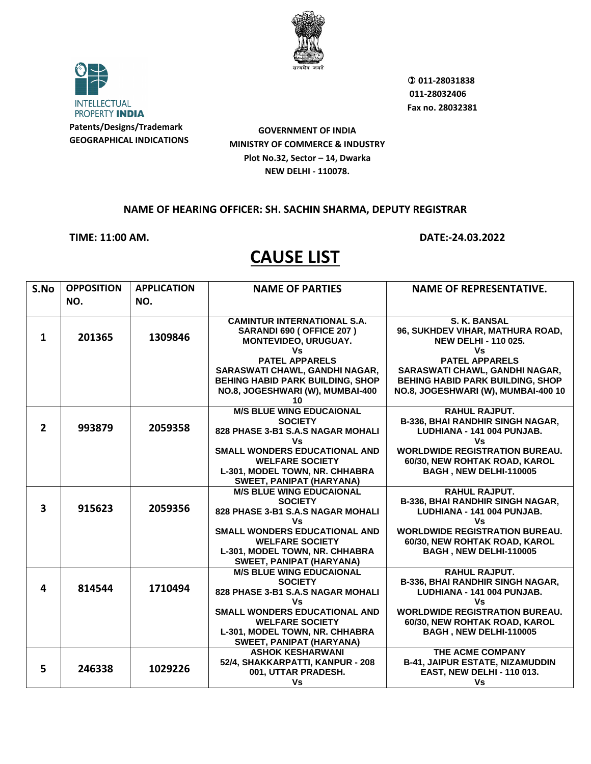INTELLECTUAL PROPERTY INDIA

**Patents/Designs/Trademark**
**GEOGRAPHICAL INDICATIONS**

✆ 011-28031838
011-28032406
Fax no. 28032381

**GOVERNMENT OF INDIA**
**MINISTRY OF COMMERCE & INDUSTRY**
**Plot No.32, Sector – 14, Dwarka**
**NEW DELHI - 110078.**

**NAME OF HEARING OFFICER: SH. SACHIN SHARMA, DEPUTY REGISTRAR**

**TIME: 11:00 AM.** **DATE:-24.03.2022**

# CAUSE LIST

| S.No | OPPOSITION NO. | APPLICATION NO. | NAME OF PARTIES | NAME OF REPRESENTATIVE. |
|---|---|---|---|---|
| 1 | 201365 | 1309846 | CAMINTUR INTERNATIONAL S.A. SARANDI 690 ( OFFICE 207 ) MONTEVIDEO, URUGUAY. Vs PATEL APPARELS SARASWATI CHAWL, GANDHI NAGAR, BEHING HABID PARK BUILDING, SHOP NO.8, JOGESHWARI (W), MUMBAI-400 10 | S. K. BANSAL 96, SUKHDEV VIHAR, MATHURA ROAD, NEW DELHI - 110 025. Vs PATEL APPARELS SARASWATI CHAWL, GANDHI NAGAR, BEHING HABID PARK BUILDING, SHOP NO.8, JOGESHWARI (W), MUMBAI-400 10 |
| 2 | 993879 | 2059358 | M/S BLUE WING EDUCAIONAL SOCIETY 828 PHASE 3-B1 S.A.S NAGAR MOHALI Vs SMALL WONDERS EDUCATIONAL AND WELFARE SOCIETY L-301, MODEL TOWN, NR. CHHABRA SWEET, PANIPAT (HARYANA) | RAHUL RAJPUT. B-336, BHAI RANDHIR SINGH NAGAR, LUDHIANA - 141 004 PUNJAB. Vs WORLDWIDE REGISTRATION BUREAU. 60/30, NEW ROHTAK ROAD, KAROL BAGH , NEW DELHI-110005 |
| 3 | 915623 | 2059356 | M/S BLUE WING EDUCAIONAL SOCIETY 828 PHASE 3-B1 S.A.S NAGAR MOHALI Vs SMALL WONDERS EDUCATIONAL AND WELFARE SOCIETY L-301, MODEL TOWN, NR. CHHABRA SWEET, PANIPAT (HARYANA) | RAHUL RAJPUT. B-336, BHAI RANDHIR SINGH NAGAR, LUDHIANA - 141 004 PUNJAB. Vs WORLDWIDE REGISTRATION BUREAU. 60/30, NEW ROHTAK ROAD, KAROL BAGH , NEW DELHI-110005 |
| 4 | 814544 | 1710494 | M/S BLUE WING EDUCAIONAL SOCIETY 828 PHASE 3-B1 S.A.S NAGAR MOHALI Vs SMALL WONDERS EDUCATIONAL AND WELFARE SOCIETY L-301, MODEL TOWN, NR. CHHABRA SWEET, PANIPAT (HARYANA) | RAHUL RAJPUT. B-336, BHAI RANDHIR SINGH NAGAR, LUDHIANA - 141 004 PUNJAB. Vs WORLDWIDE REGISTRATION BUREAU. 60/30, NEW ROHTAK ROAD, KAROL BAGH , NEW DELHI-110005 |
| 5 | 246338 | 1029226 | ASHOK KESHARWANI 52/4, SHAKKARPATTI, KANPUR - 208 001, UTTAR PRADESH. Vs | THE ACME COMPANY B-41, JAIPUR ESTATE, NIZAMUDDIN EAST, NEW DELHI - 110 013. Vs |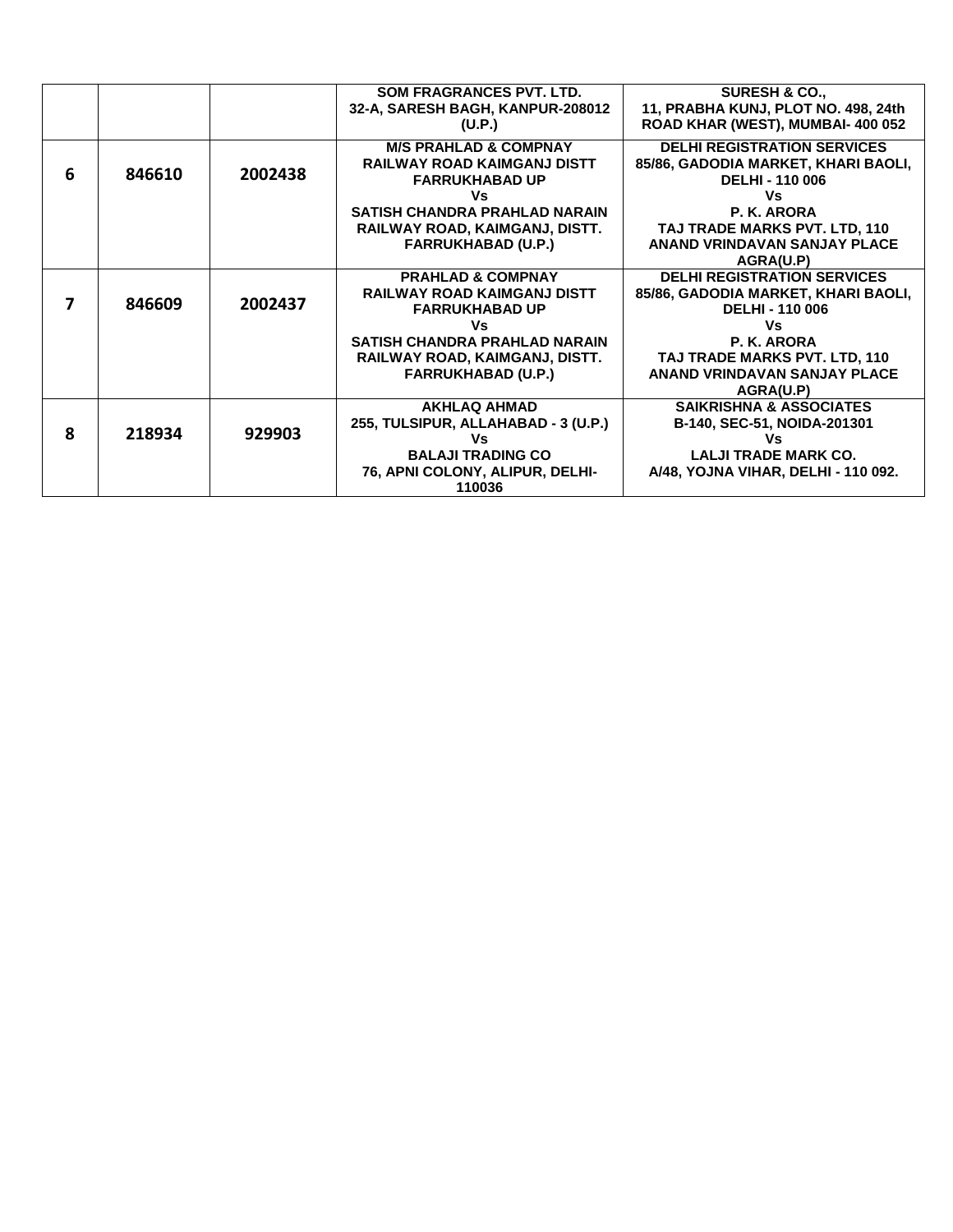| | | | | |
|---|---|---|---|---|
| | | | **SOM FRAGRANCES PVT. LTD.**<br>**32-A, SARESH BAGH, KANPUR-208012 (U.P.)** | **SURESH & CO.,**<br>**11, PRABHA KUNJ, PLOT NO. 498, 24th ROAD KHAR (WEST), MUMBAI- 400 052** |
| **6** | **846610** | **2002438** | **M/S PRAHLAD & COMPNAY**<br>**RAILWAY ROAD KAIMGANJ DISTT FARRUKHABAD UP**<br>**Vs**<br>**SATISH CHANDRA PRAHLAD NARAIN RAILWAY ROAD, KAIMGANJ, DISTT. FARRUKHABAD (U.P.)** | **DELHI REGISTRATION SERVICES**<br>**85/86, GADODIA MARKET, KHARI BAOLI, DELHI - 110 006**<br>**Vs**<br>**P. K. ARORA**<br>**TAJ TRADE MARKS PVT. LTD, 110 ANAND VRINDAVAN SANJAY PLACE AGRA(U.P)** |
| **7** | **846609** | **2002437** | **PRAHLAD & COMPNAY**<br>**RAILWAY ROAD KAIMGANJ DISTT FARRUKHABAD UP**<br>**Vs**<br>**SATISH CHANDRA PRAHLAD NARAIN RAILWAY ROAD, KAIMGANJ, DISTT. FARRUKHABAD (U.P.)** | **DELHI REGISTRATION SERVICES**<br>**85/86, GADODIA MARKET, KHARI BAOLI, DELHI - 110 006**<br>**Vs**<br>**P. K. ARORA**<br>**TAJ TRADE MARKS PVT. LTD, 110 ANAND VRINDAVAN SANJAY PLACE AGRA(U.P)** |
| **8** | **218934** | **929903** | **AKHLAQ AHMAD**<br>**255, TULSIPUR, ALLAHABAD - 3 (U.P.)**<br>**Vs**<br>**BALAJI TRADING CO**<br>**76, APNI COLONY, ALIPUR, DELHI-110036** | **SAIKRISHNA & ASSOCIATES**<br>**B-140, SEC-51, NOIDA-201301**<br>**Vs**<br>**LALJI TRADE MARK CO.**<br>**A/48, YOJNA VIHAR, DELHI - 110 092.** |